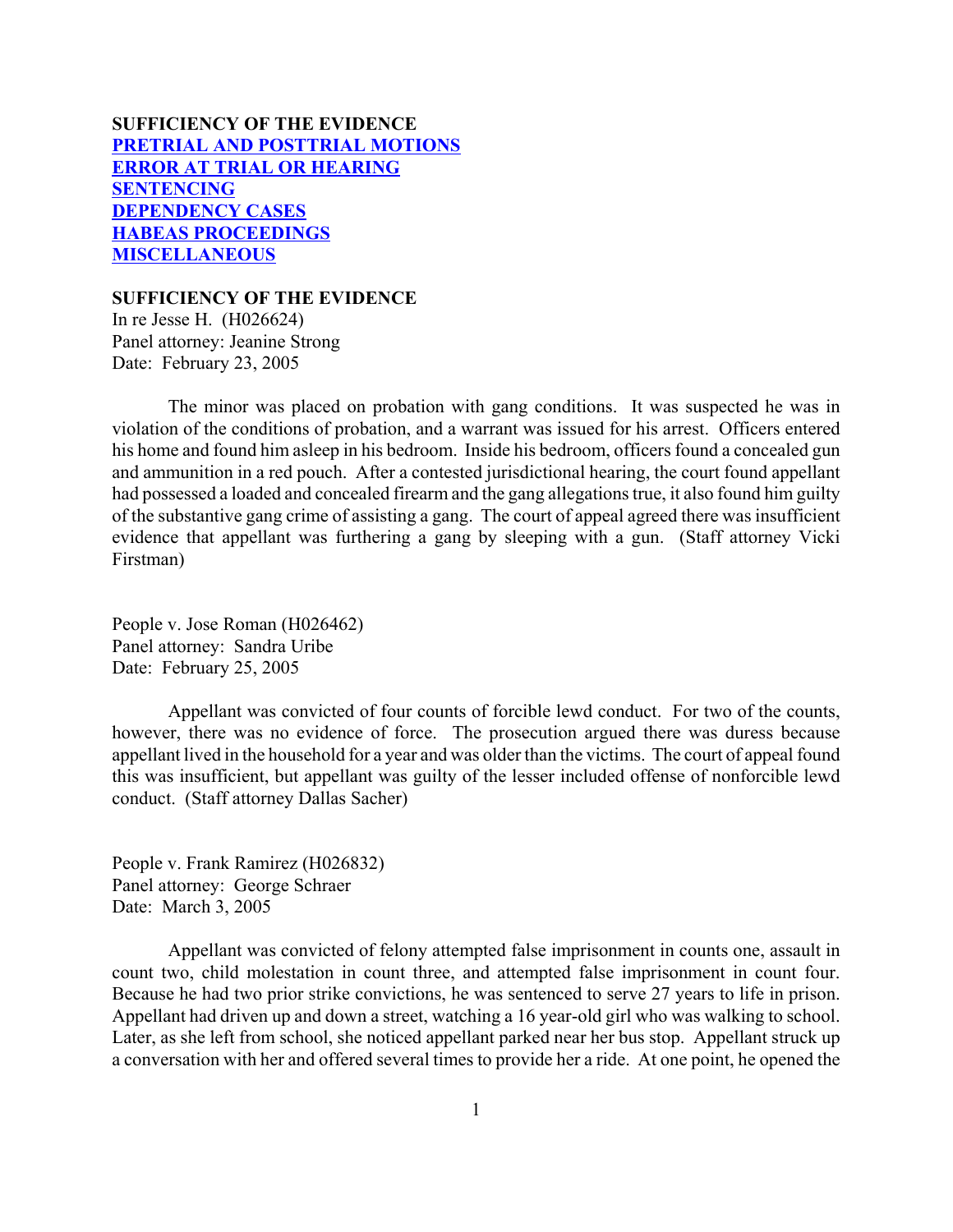**SUFFICIENCY OF THE EVIDENCE**
**PRETRIAL AND POSTTRIAL MOTIONS**
**ERROR AT TRIAL OR HEARING**
**SENTENCING**
**DEPENDENCY CASES**
**HABEAS PROCEEDINGS**
**MISCELLANEOUS**

## SUFFICIENCY OF THE EVIDENCE

In re Jesse H. (H026624)
Panel attorney: Jeanine Strong
Date: February 23, 2005

The minor was placed on probation with gang conditions. It was suspected he was in violation of the conditions of probation, and a warrant was issued for his arrest. Officers entered his home and found him asleep in his bedroom. Inside his bedroom, officers found a concealed gun and ammunition in a red pouch. After a contested jurisdictional hearing, the court found appellant had possessed a loaded and concealed firearm and the gang allegations true, it also found him guilty of the substantive gang crime of assisting a gang. The court of appeal agreed there was insufficient evidence that appellant was furthering a gang by sleeping with a gun. (Staff attorney Vicki Firstman)

People v. Jose Roman (H026462)
Panel attorney: Sandra Uribe
Date: February 25, 2005

Appellant was convicted of four counts of forcible lewd conduct. For two of the counts, however, there was no evidence of force. The prosecution argued there was duress because appellant lived in the household for a year and was older than the victims. The court of appeal found this was insufficient, but appellant was guilty of the lesser included offense of nonforcible lewd conduct. (Staff attorney Dallas Sacher)

People v. Frank Ramirez (H026832)
Panel attorney: George Schraer
Date: March 3, 2005

Appellant was convicted of felony attempted false imprisonment in counts one, assault in count two, child molestation in count three, and attempted false imprisonment in count four. Because he had two prior strike convictions, he was sentenced to serve 27 years to life in prison. Appellant had driven up and down a street, watching a 16 year-old girl who was walking to school. Later, as she left from school, she noticed appellant parked near her bus stop. Appellant struck up a conversation with her and offered several times to provide her a ride. At one point, he opened the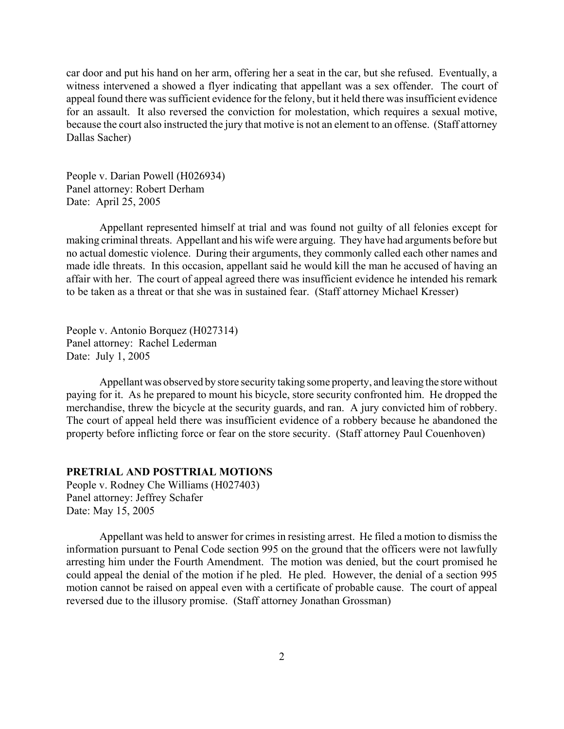car door and put his hand on her arm, offering her a seat in the car, but she refused. Eventually, a witness intervened a showed a flyer indicating that appellant was a sex offender. The court of appeal found there was sufficient evidence for the felony, but it held there was insufficient evidence for an assault. It also reversed the conviction for molestation, which requires a sexual motive, because the court also instructed the jury that motive is not an element to an offense. (Staff attorney Dallas Sacher)

People v. Darian Powell (H026934)
Panel attorney: Robert Derham
Date: April 25, 2005

Appellant represented himself at trial and was found not guilty of all felonies except for making criminal threats. Appellant and his wife were arguing. They have had arguments before but no actual domestic violence. During their arguments, they commonly called each other names and made idle threats. In this occasion, appellant said he would kill the man he accused of having an affair with her. The court of appeal agreed there was insufficient evidence he intended his remark to be taken as a threat or that she was in sustained fear. (Staff attorney Michael Kresser)

People v. Antonio Borquez (H027314)
Panel attorney: Rachel Lederman
Date: July 1, 2005

Appellant was observed by store security taking some property, and leaving the store without paying for it. As he prepared to mount his bicycle, store security confronted him. He dropped the merchandise, threw the bicycle at the security guards, and ran. A jury convicted him of robbery. The court of appeal held there was insufficient evidence of a robbery because he abandoned the property before inflicting force or fear on the store security. (Staff attorney Paul Couenhoven)

**PRETRIAL AND POSTTRIAL MOTIONS**

People v. Rodney Che Williams (H027403)
Panel attorney: Jeffrey Schafer
Date: May 15, 2005

Appellant was held to answer for crimes in resisting arrest. He filed a motion to dismiss the information pursuant to Penal Code section 995 on the ground that the officers were not lawfully arresting him under the Fourth Amendment. The motion was denied, but the court promised he could appeal the denial of the motion if he pled. He pled. However, the denial of a section 995 motion cannot be raised on appeal even with a certificate of probable cause. The court of appeal reversed due to the illusory promise. (Staff attorney Jonathan Grossman)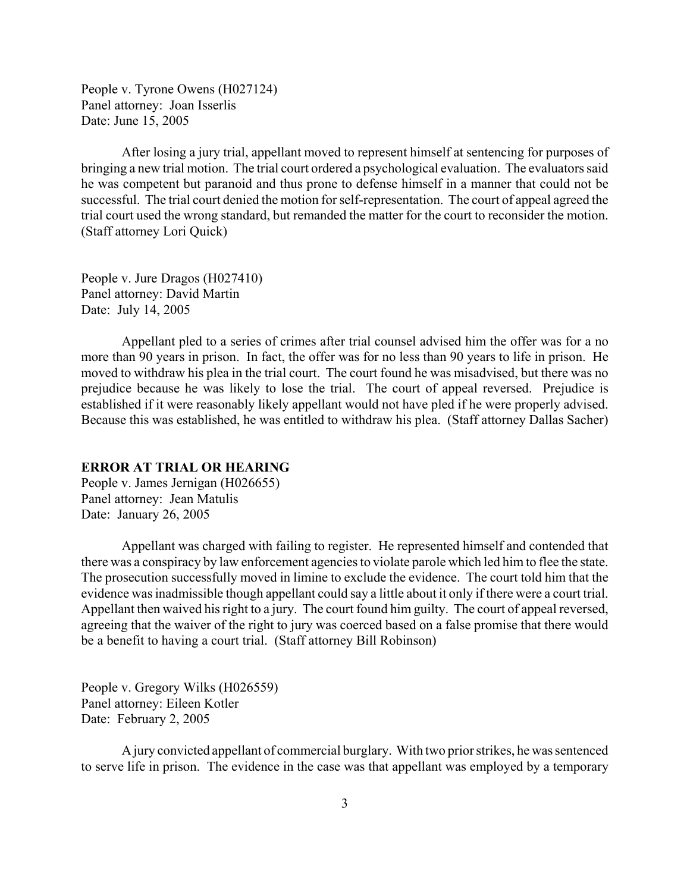People v. Tyrone Owens (H027124)
Panel attorney: Joan Isserlis
Date: June 15, 2005

After losing a jury trial, appellant moved to represent himself at sentencing for purposes of bringing a new trial motion. The trial court ordered a psychological evaluation. The evaluators said he was competent but paranoid and thus prone to defense himself in a manner that could not be successful. The trial court denied the motion for self-representation. The court of appeal agreed the trial court used the wrong standard, but remanded the matter for the court to reconsider the motion. (Staff attorney Lori Quick)

People v. Jure Dragos (H027410)
Panel attorney: David Martin
Date: July 14, 2005

Appellant pled to a series of crimes after trial counsel advised him the offer was for a no more than 90 years in prison. In fact, the offer was for no less than 90 years to life in prison. He moved to withdraw his plea in the trial court. The court found he was misadvised, but there was no prejudice because he was likely to lose the trial. The court of appeal reversed. Prejudice is established if it were reasonably likely appellant would not have pled if he were properly advised. Because this was established, he was entitled to withdraw his plea. (Staff attorney Dallas Sacher)

**ERROR AT TRIAL OR HEARING**

People v. James Jernigan (H026655)
Panel attorney: Jean Matulis
Date: January 26, 2005

Appellant was charged with failing to register. He represented himself and contended that there was a conspiracy by law enforcement agencies to violate parole which led him to flee the state. The prosecution successfully moved in limine to exclude the evidence. The court told him that the evidence was inadmissible though appellant could say a little about it only if there were a court trial. Appellant then waived his right to a jury. The court found him guilty. The court of appeal reversed, agreeing that the waiver of the right to jury was coerced based on a false promise that there would be a benefit to having a court trial. (Staff attorney Bill Robinson)

People v. Gregory Wilks (H026559)
Panel attorney: Eileen Kotler
Date: February 2, 2005

A jury convicted appellant of commercial burglary. With two prior strikes, he was sentenced to serve life in prison. The evidence in the case was that appellant was employed by a temporary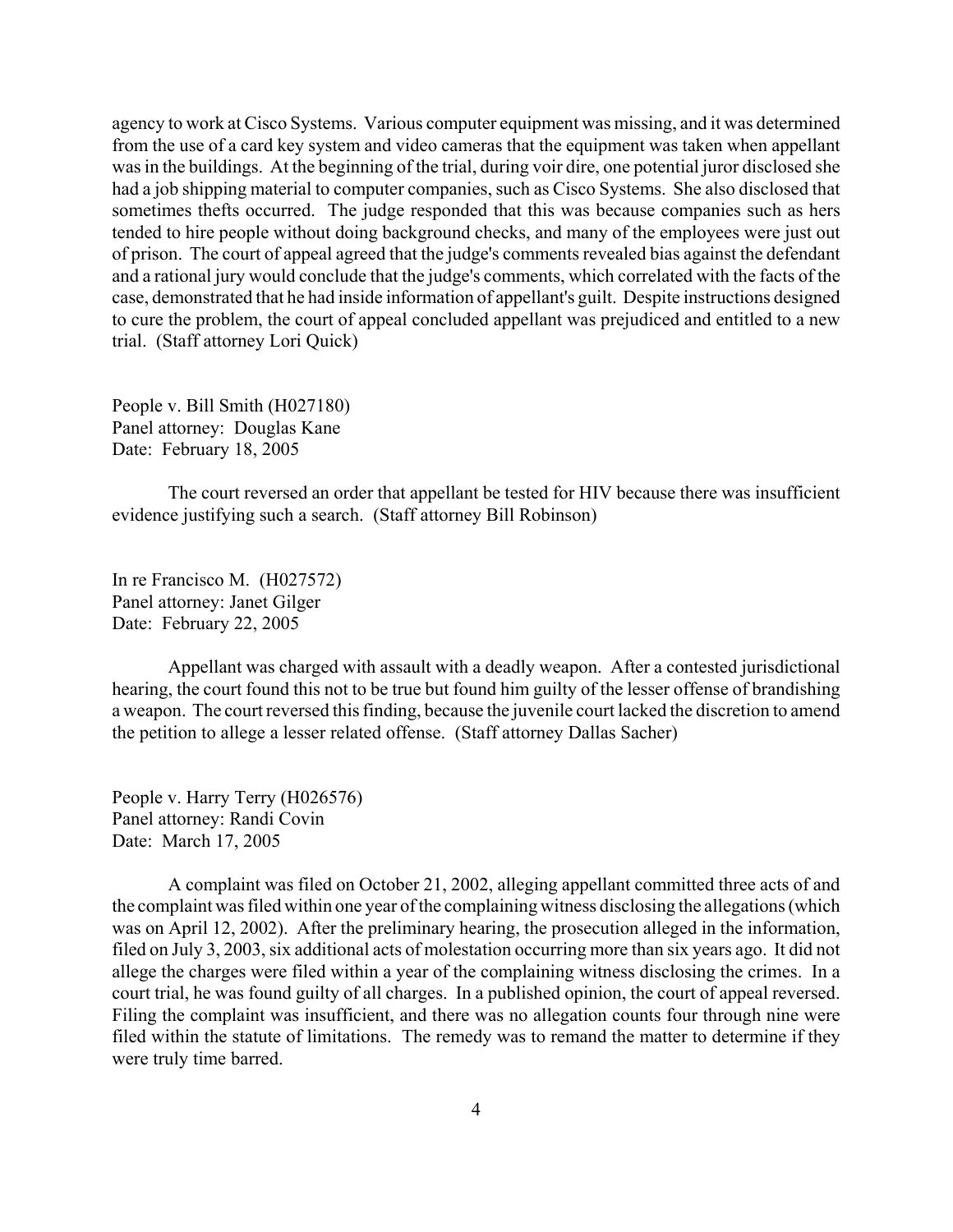agency to work at Cisco Systems. Various computer equipment was missing, and it was determined from the use of a card key system and video cameras that the equipment was taken when appellant was in the buildings. At the beginning of the trial, during voir dire, one potential juror disclosed she had a job shipping material to computer companies, such as Cisco Systems. She also disclosed that sometimes thefts occurred. The judge responded that this was because companies such as hers tended to hire people without doing background checks, and many of the employees were just out of prison. The court of appeal agreed that the judge's comments revealed bias against the defendant and a rational jury would conclude that the judge's comments, which correlated with the facts of the case, demonstrated that he had inside information of appellant's guilt. Despite instructions designed to cure the problem, the court of appeal concluded appellant was prejudiced and entitled to a new trial. (Staff attorney Lori Quick)

People v. Bill Smith (H027180)
Panel attorney: Douglas Kane
Date: February 18, 2005

The court reversed an order that appellant be tested for HIV because there was insufficient evidence justifying such a search. (Staff attorney Bill Robinson)

In re Francisco M. (H027572)
Panel attorney: Janet Gilger
Date: February 22, 2005

Appellant was charged with assault with a deadly weapon. After a contested jurisdictional hearing, the court found this not to be true but found him guilty of the lesser offense of brandishing a weapon. The court reversed this finding, because the juvenile court lacked the discretion to amend the petition to allege a lesser related offense. (Staff attorney Dallas Sacher)

People v. Harry Terry (H026576)
Panel attorney: Randi Covin
Date: March 17, 2005

A complaint was filed on October 21, 2002, alleging appellant committed three acts of and the complaint was filed within one year of the complaining witness disclosing the allegations (which was on April 12, 2002). After the preliminary hearing, the prosecution alleged in the information, filed on July 3, 2003, six additional acts of molestation occurring more than six years ago. It did not allege the charges were filed within a year of the complaining witness disclosing the crimes. In a court trial, he was found guilty of all charges. In a published opinion, the court of appeal reversed. Filing the complaint was insufficient, and there was no allegation counts four through nine were filed within the statute of limitations. The remedy was to remand the matter to determine if they were truly time barred.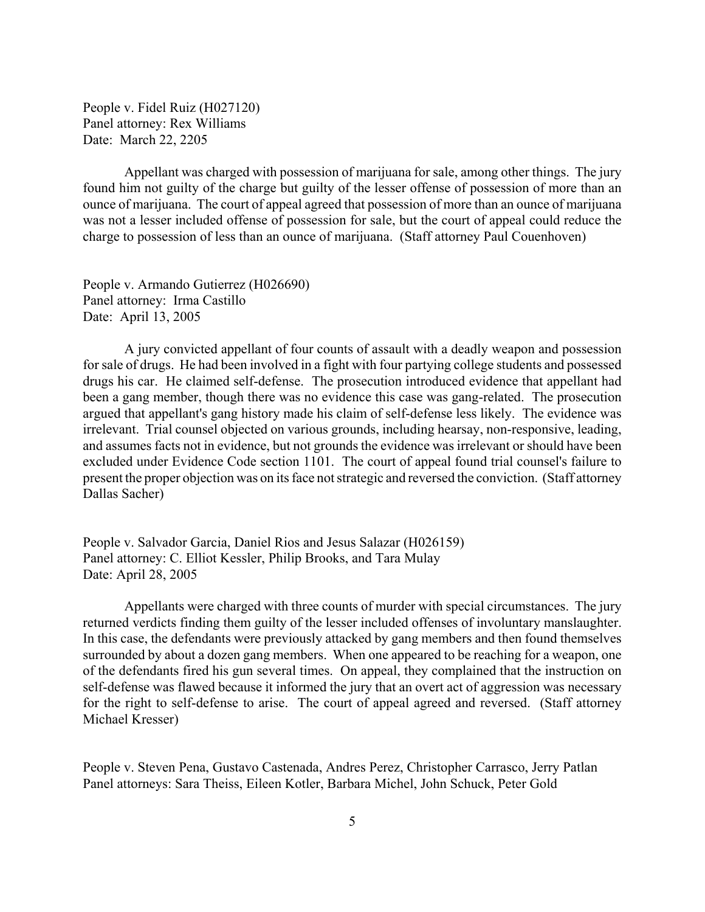People v. Fidel Ruiz (H027120)
Panel attorney: Rex Williams
Date: March 22, 2205

Appellant was charged with possession of marijuana for sale, among other things. The jury found him not guilty of the charge but guilty of the lesser offense of possession of more than an ounce of marijuana. The court of appeal agreed that possession of more than an ounce of marijuana was not a lesser included offense of possession for sale, but the court of appeal could reduce the charge to possession of less than an ounce of marijuana. (Staff attorney Paul Couenhoven)

People v. Armando Gutierrez (H026690)
Panel attorney: Irma Castillo
Date: April 13, 2005

A jury convicted appellant of four counts of assault with a deadly weapon and possession for sale of drugs. He had been involved in a fight with four partying college students and possessed drugs his car. He claimed self-defense. The prosecution introduced evidence that appellant had been a gang member, though there was no evidence this case was gang-related. The prosecution argued that appellant's gang history made his claim of self-defense less likely. The evidence was irrelevant. Trial counsel objected on various grounds, including hearsay, non-responsive, leading, and assumes facts not in evidence, but not grounds the evidence was irrelevant or should have been excluded under Evidence Code section 1101. The court of appeal found trial counsel's failure to present the proper objection was on its face not strategic and reversed the conviction. (Staff attorney Dallas Sacher)

People v. Salvador Garcia, Daniel Rios and Jesus Salazar (H026159)
Panel attorney: C. Elliot Kessler, Philip Brooks, and Tara Mulay
Date: April 28, 2005

Appellants were charged with three counts of murder with special circumstances. The jury returned verdicts finding them guilty of the lesser included offenses of involuntary manslaughter. In this case, the defendants were previously attacked by gang members and then found themselves surrounded by about a dozen gang members. When one appeared to be reaching for a weapon, one of the defendants fired his gun several times. On appeal, they complained that the instruction on self-defense was flawed because it informed the jury that an overt act of aggression was necessary for the right to self-defense to arise. The court of appeal agreed and reversed. (Staff attorney Michael Kresser)

People v. Steven Pena, Gustavo Castenada, Andres Perez, Christopher Carrasco, Jerry Patlan
Panel attorneys: Sara Theiss, Eileen Kotler, Barbara Michel, John Schuck, Peter Gold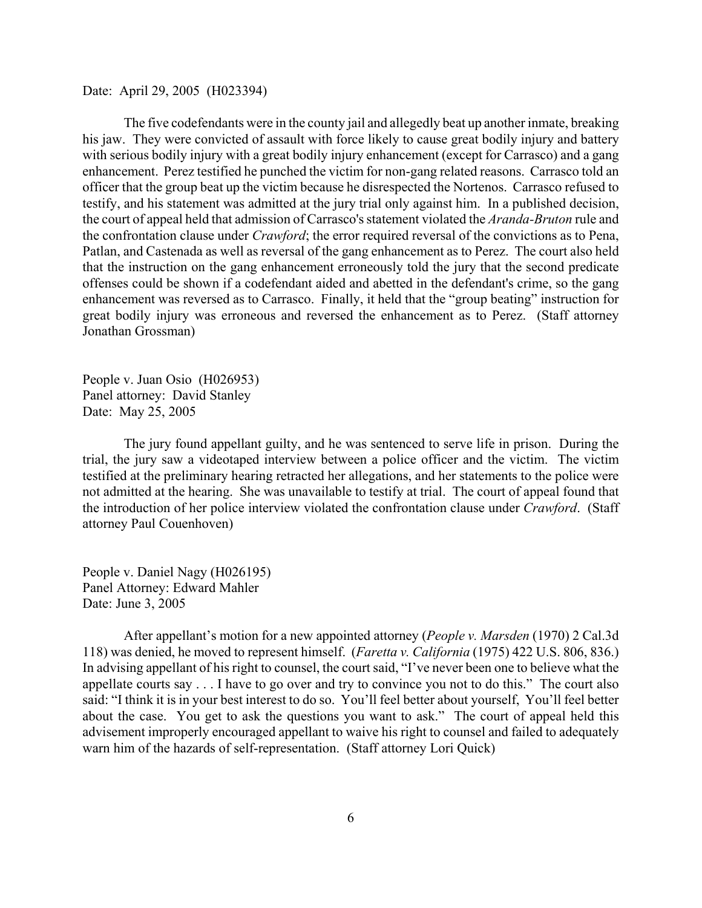Date: April 29, 2005 (H023394)

The five codefendants were in the county jail and allegedly beat up another inmate, breaking his jaw. They were convicted of assault with force likely to cause great bodily injury and battery with serious bodily injury with a great bodily injury enhancement (except for Carrasco) and a gang enhancement. Perez testified he punched the victim for non-gang related reasons. Carrasco told an officer that the group beat up the victim because he disrespected the Nortenos. Carrasco refused to testify, and his statement was admitted at the jury trial only against him. In a published decision, the court of appeal held that admission of Carrasco's statement violated the *Aranda-Bruton* rule and the confrontation clause under *Crawford*; the error required reversal of the convictions as to Pena, Patlan, and Castenada as well as reversal of the gang enhancement as to Perez. The court also held that the instruction on the gang enhancement erroneously told the jury that the second predicate offenses could be shown if a codefendant aided and abetted in the defendant's crime, so the gang enhancement was reversed as to Carrasco. Finally, it held that the "group beating" instruction for great bodily injury was erroneous and reversed the enhancement as to Perez. (Staff attorney Jonathan Grossman)

People v. Juan Osio (H026953)
Panel attorney: David Stanley
Date: May 25, 2005

The jury found appellant guilty, and he was sentenced to serve life in prison. During the trial, the jury saw a videotaped interview between a police officer and the victim. The victim testified at the preliminary hearing retracted her allegations, and her statements to the police were not admitted at the hearing. She was unavailable to testify at trial. The court of appeal found that the introduction of her police interview violated the confrontation clause under *Crawford*. (Staff attorney Paul Couenhoven)

People v. Daniel Nagy (H026195)
Panel Attorney: Edward Mahler
Date: June 3, 2005

After appellant's motion for a new appointed attorney (*People v. Marsden* (1970) 2 Cal.3d 118) was denied, he moved to represent himself. (*Faretta v. California* (1975) 422 U.S. 806, 836.) In advising appellant of his right to counsel, the court said, "I've never been one to believe what the appellate courts say . . . I have to go over and try to convince you not to do this." The court also said: "I think it is in your best interest to do so. You'll feel better about yourself, You'll feel better about the case. You get to ask the questions you want to ask." The court of appeal held this advisement improperly encouraged appellant to waive his right to counsel and failed to adequately warn him of the hazards of self-representation. (Staff attorney Lori Quick)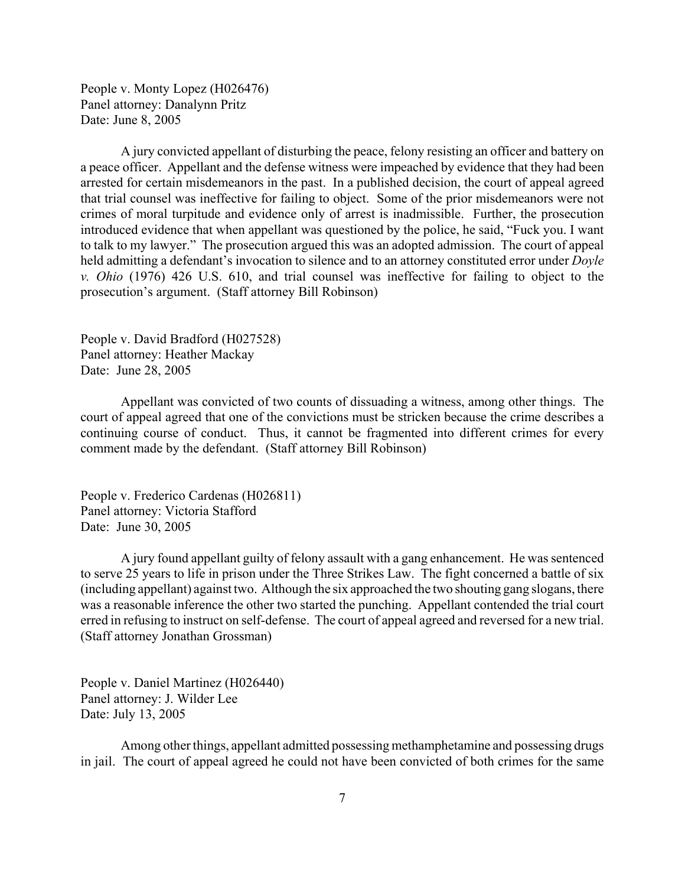People v. Monty Lopez (H026476)
Panel attorney: Danalynn Pritz
Date: June 8, 2005

A jury convicted appellant of disturbing the peace, felony resisting an officer and battery on a peace officer. Appellant and the defense witness were impeached by evidence that they had been arrested for certain misdemeanors in the past. In a published decision, the court of appeal agreed that trial counsel was ineffective for failing to object. Some of the prior misdemeanors were not crimes of moral turpitude and evidence only of arrest is inadmissible. Further, the prosecution introduced evidence that when appellant was questioned by the police, he said, "Fuck you. I want to talk to my lawyer." The prosecution argued this was an adopted admission. The court of appeal held admitting a defendant's invocation to silence and to an attorney constituted error under *Doyle v. Ohio* (1976) 426 U.S. 610, and trial counsel was ineffective for failing to object to the prosecution's argument. (Staff attorney Bill Robinson)

People v. David Bradford (H027528)
Panel attorney: Heather Mackay
Date: June 28, 2005

Appellant was convicted of two counts of dissuading a witness, among other things. The court of appeal agreed that one of the convictions must be stricken because the crime describes a continuing course of conduct. Thus, it cannot be fragmented into different crimes for every comment made by the defendant. (Staff attorney Bill Robinson)

People v. Frederico Cardenas (H026811)
Panel attorney: Victoria Stafford
Date: June 30, 2005

A jury found appellant guilty of felony assault with a gang enhancement. He was sentenced to serve 25 years to life in prison under the Three Strikes Law. The fight concerned a battle of six (including appellant) against two. Although the six approached the two shouting gang slogans, there was a reasonable inference the other two started the punching. Appellant contended the trial court erred in refusing to instruct on self-defense. The court of appeal agreed and reversed for a new trial. (Staff attorney Jonathan Grossman)

People v. Daniel Martinez (H026440)
Panel attorney: J. Wilder Lee
Date: July 13, 2005

Among other things, appellant admitted possessing methamphetamine and possessing drugs in jail. The court of appeal agreed he could not have been convicted of both crimes for the same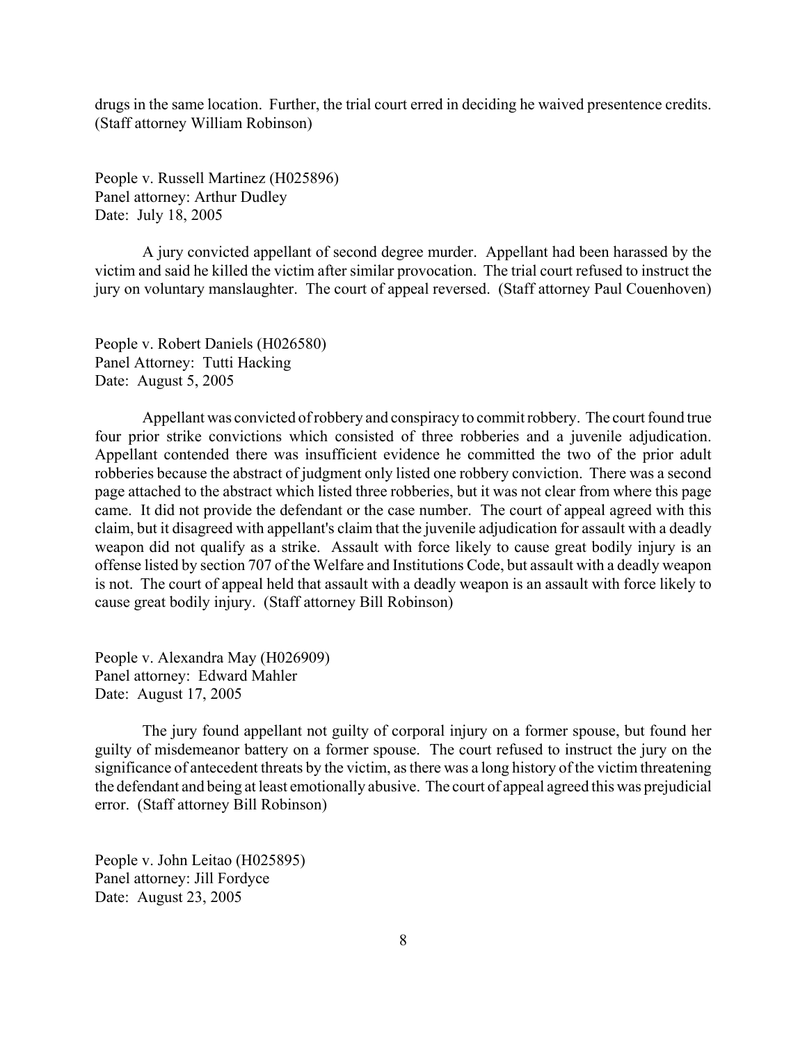drugs in the same location. Further, the trial court erred in deciding he waived presentence credits. (Staff attorney William Robinson)

People v. Russell Martinez (H025896)
Panel attorney: Arthur Dudley
Date: July 18, 2005

A jury convicted appellant of second degree murder. Appellant had been harassed by the victim and said he killed the victim after similar provocation. The trial court refused to instruct the jury on voluntary manslaughter. The court of appeal reversed. (Staff attorney Paul Couenhoven)

People v. Robert Daniels (H026580)
Panel Attorney: Tutti Hacking
Date: August 5, 2005

Appellant was convicted of robbery and conspiracy to commit robbery. The court found true four prior strike convictions which consisted of three robberies and a juvenile adjudication. Appellant contended there was insufficient evidence he committed the two of the prior adult robberies because the abstract of judgment only listed one robbery conviction. There was a second page attached to the abstract which listed three robberies, but it was not clear from where this page came. It did not provide the defendant or the case number. The court of appeal agreed with this claim, but it disagreed with appellant's claim that the juvenile adjudication for assault with a deadly weapon did not qualify as a strike. Assault with force likely to cause great bodily injury is an offense listed by section 707 of the Welfare and Institutions Code, but assault with a deadly weapon is not. The court of appeal held that assault with a deadly weapon is an assault with force likely to cause great bodily injury. (Staff attorney Bill Robinson)

People v. Alexandra May (H026909)
Panel attorney: Edward Mahler
Date: August 17, 2005

The jury found appellant not guilty of corporal injury on a former spouse, but found her guilty of misdemeanor battery on a former spouse. The court refused to instruct the jury on the significance of antecedent threats by the victim, as there was a long history of the victim threatening the defendant and being at least emotionally abusive. The court of appeal agreed this was prejudicial error. (Staff attorney Bill Robinson)

People v. John Leitao (H025895)
Panel attorney: Jill Fordyce
Date: August 23, 2005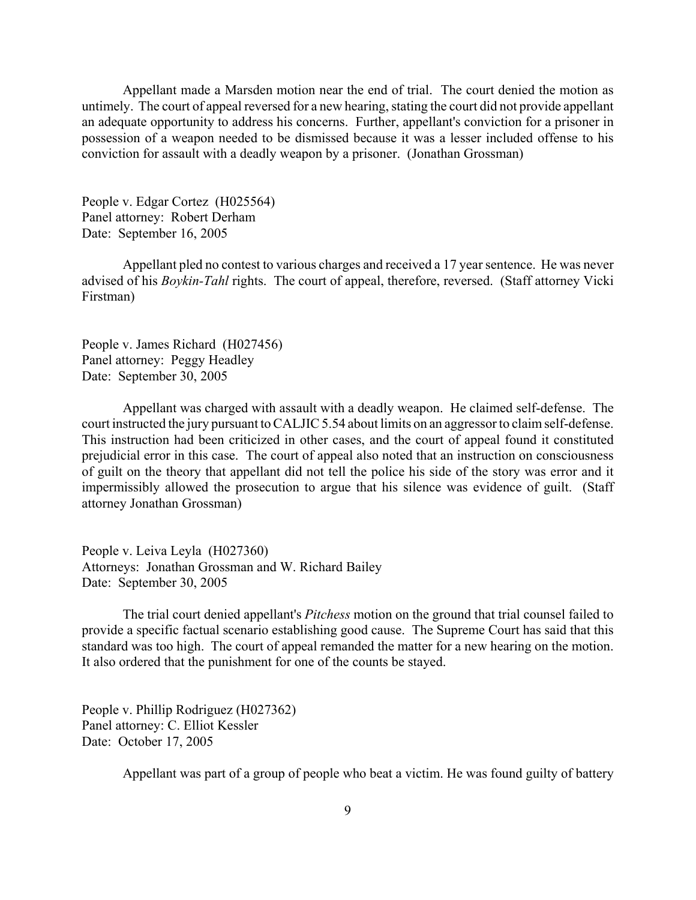Appellant made a Marsden motion near the end of trial. The court denied the motion as untimely. The court of appeal reversed for a new hearing, stating the court did not provide appellant an adequate opportunity to address his concerns. Further, appellant's conviction for a prisoner in possession of a weapon needed to be dismissed because it was a lesser included offense to his conviction for assault with a deadly weapon by a prisoner. (Jonathan Grossman)

People v. Edgar Cortez (H025564)
Panel attorney: Robert Derham
Date: September 16, 2005

Appellant pled no contest to various charges and received a 17 year sentence. He was never advised of his *Boykin-Tahl* rights. The court of appeal, therefore, reversed. (Staff attorney Vicki Firstman)

People v. James Richard (H027456)
Panel attorney: Peggy Headley
Date: September 30, 2005

Appellant was charged with assault with a deadly weapon. He claimed self-defense. The court instructed the jury pursuant to CALJIC 5.54 about limits on an aggressor to claim self-defense. This instruction had been criticized in other cases, and the court of appeal found it constituted prejudicial error in this case. The court of appeal also noted that an instruction on consciousness of guilt on the theory that appellant did not tell the police his side of the story was error and it impermissibly allowed the prosecution to argue that his silence was evidence of guilt. (Staff attorney Jonathan Grossman)

People v. Leiva Leyla (H027360)
Attorneys: Jonathan Grossman and W. Richard Bailey
Date: September 30, 2005

The trial court denied appellant's *Pitchess* motion on the ground that trial counsel failed to provide a specific factual scenario establishing good cause. The Supreme Court has said that this standard was too high. The court of appeal remanded the matter for a new hearing on the motion. It also ordered that the punishment for one of the counts be stayed.

People v. Phillip Rodriguez (H027362)
Panel attorney: C. Elliot Kessler
Date: October 17, 2005

Appellant was part of a group of people who beat a victim. He was found guilty of battery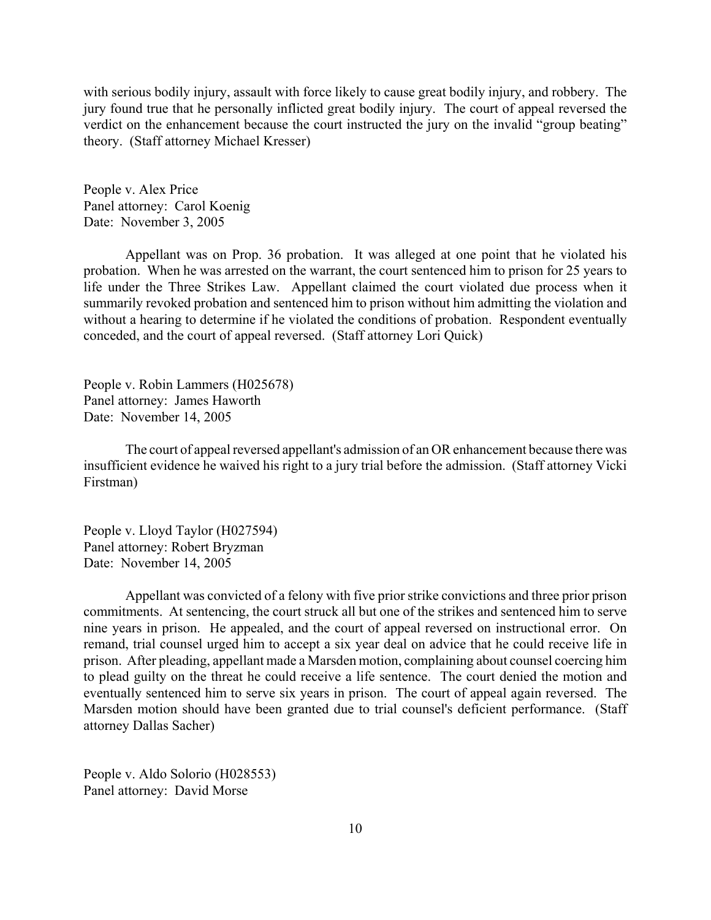with serious bodily injury, assault with force likely to cause great bodily injury, and robbery. The jury found true that he personally inflicted great bodily injury. The court of appeal reversed the verdict on the enhancement because the court instructed the jury on the invalid "group beating" theory. (Staff attorney Michael Kresser)

People v. Alex Price
Panel attorney: Carol Koenig
Date: November 3, 2005

Appellant was on Prop. 36 probation. It was alleged at one point that he violated his probation. When he was arrested on the warrant, the court sentenced him to prison for 25 years to life under the Three Strikes Law. Appellant claimed the court violated due process when it summarily revoked probation and sentenced him to prison without him admitting the violation and without a hearing to determine if he violated the conditions of probation. Respondent eventually conceded, and the court of appeal reversed. (Staff attorney Lori Quick)

People v. Robin Lammers (H025678)
Panel attorney: James Haworth
Date: November 14, 2005

The court of appeal reversed appellant's admission of an OR enhancement because there was insufficient evidence he waived his right to a jury trial before the admission. (Staff attorney Vicki Firstman)

People v. Lloyd Taylor (H027594)
Panel attorney: Robert Bryzman
Date: November 14, 2005

Appellant was convicted of a felony with five prior strike convictions and three prior prison commitments. At sentencing, the court struck all but one of the strikes and sentenced him to serve nine years in prison. He appealed, and the court of appeal reversed on instructional error. On remand, trial counsel urged him to accept a six year deal on advice that he could receive life in prison. After pleading, appellant made a Marsden motion, complaining about counsel coercing him to plead guilty on the threat he could receive a life sentence. The court denied the motion and eventually sentenced him to serve six years in prison. The court of appeal again reversed. The Marsden motion should have been granted due to trial counsel's deficient performance. (Staff attorney Dallas Sacher)

People v. Aldo Solorio (H028553)
Panel attorney: David Morse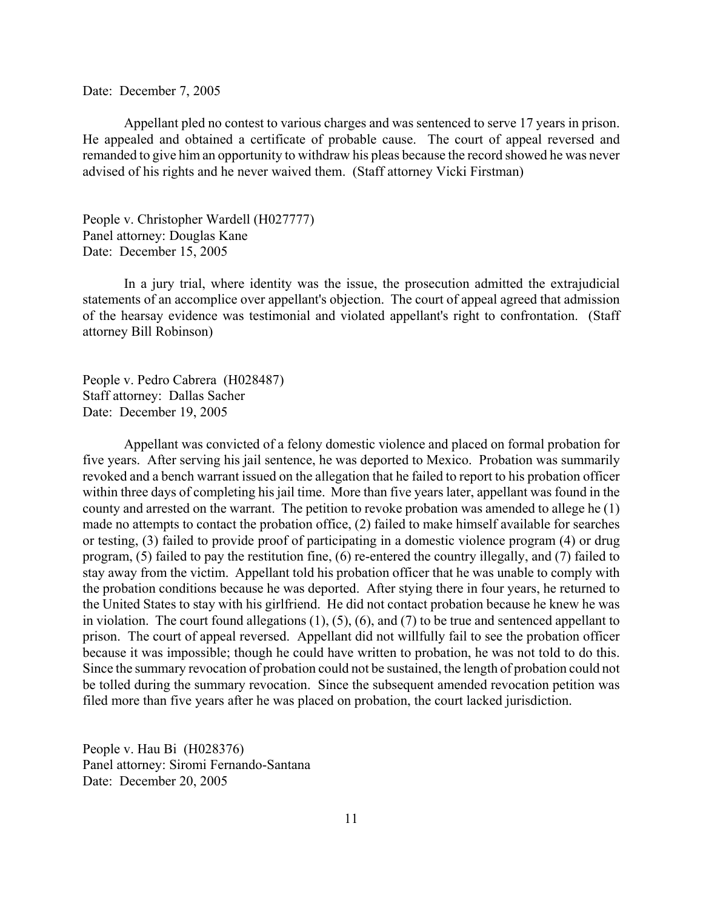Date: December 7, 2005

Appellant pled no contest to various charges and was sentenced to serve 17 years in prison. He appealed and obtained a certificate of probable cause. The court of appeal reversed and remanded to give him an opportunity to withdraw his pleas because the record showed he was never advised of his rights and he never waived them. (Staff attorney Vicki Firstman)

People v. Christopher Wardell (H027777)
Panel attorney: Douglas Kane
Date: December 15, 2005

In a jury trial, where identity was the issue, the prosecution admitted the extrajudicial statements of an accomplice over appellant's objection. The court of appeal agreed that admission of the hearsay evidence was testimonial and violated appellant's right to confrontation. (Staff attorney Bill Robinson)

People v. Pedro Cabrera (H028487)
Staff attorney: Dallas Sacher
Date: December 19, 2005

Appellant was convicted of a felony domestic violence and placed on formal probation for five years. After serving his jail sentence, he was deported to Mexico. Probation was summarily revoked and a bench warrant issued on the allegation that he failed to report to his probation officer within three days of completing his jail time. More than five years later, appellant was found in the county and arrested on the warrant. The petition to revoke probation was amended to allege he (1) made no attempts to contact the probation office, (2) failed to make himself available for searches or testing, (3) failed to provide proof of participating in a domestic violence program (4) or drug program, (5) failed to pay the restitution fine, (6) re-entered the country illegally, and (7) failed to stay away from the victim. Appellant told his probation officer that he was unable to comply with the probation conditions because he was deported. After stying there in four years, he returned to the United States to stay with his girlfriend. He did not contact probation because he knew he was in violation. The court found allegations (1), (5), (6), and (7) to be true and sentenced appellant to prison. The court of appeal reversed. Appellant did not willfully fail to see the probation officer because it was impossible; though he could have written to probation, he was not told to do this. Since the summary revocation of probation could not be sustained, the length of probation could not be tolled during the summary revocation. Since the subsequent amended revocation petition was filed more than five years after he was placed on probation, the court lacked jurisdiction.

People v. Hau Bi (H028376)
Panel attorney: Siromi Fernando-Santana
Date: December 20, 2005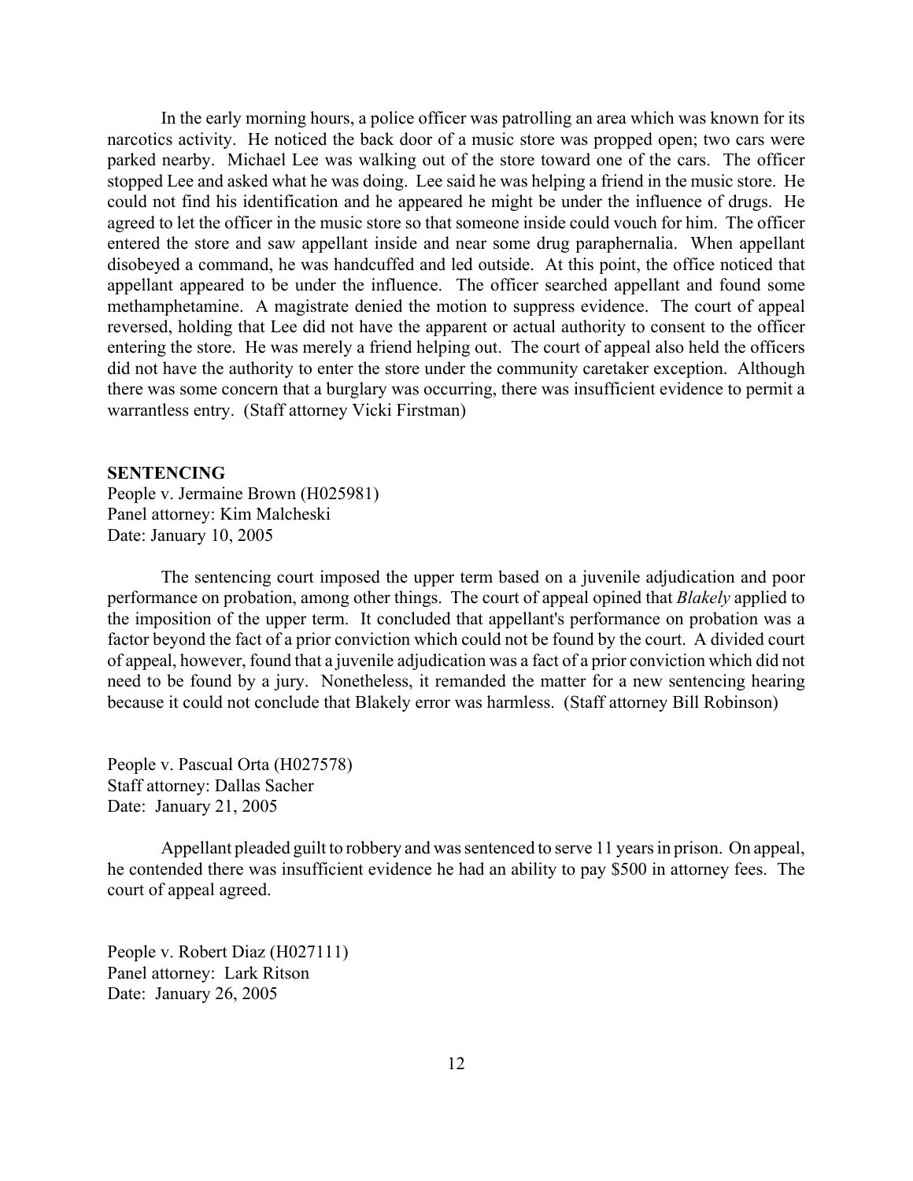In the early morning hours, a police officer was patrolling an area which was known for its narcotics activity. He noticed the back door of a music store was propped open; two cars were parked nearby. Michael Lee was walking out of the store toward one of the cars. The officer stopped Lee and asked what he was doing. Lee said he was helping a friend in the music store. He could not find his identification and he appeared he might be under the influence of drugs. He agreed to let the officer in the music store so that someone inside could vouch for him. The officer entered the store and saw appellant inside and near some drug paraphernalia. When appellant disobeyed a command, he was handcuffed and led outside. At this point, the office noticed that appellant appeared to be under the influence. The officer searched appellant and found some methamphetamine. A magistrate denied the motion to suppress evidence. The court of appeal reversed, holding that Lee did not have the apparent or actual authority to consent to the officer entering the store. He was merely a friend helping out. The court of appeal also held the officers did not have the authority to enter the store under the community caretaker exception. Although there was some concern that a burglary was occurring, there was insufficient evidence to permit a warrantless entry. (Staff attorney Vicki Firstman)

**SENTENCING**

People v. Jermaine Brown (H025981)
Panel attorney: Kim Malcheski
Date: January 10, 2005

The sentencing court imposed the upper term based on a juvenile adjudication and poor performance on probation, among other things. The court of appeal opined that *Blakely* applied to the imposition of the upper term. It concluded that appellant's performance on probation was a factor beyond the fact of a prior conviction which could not be found by the court. A divided court of appeal, however, found that a juvenile adjudication was a fact of a prior conviction which did not need to be found by a jury. Nonetheless, it remanded the matter for a new sentencing hearing because it could not conclude that Blakely error was harmless. (Staff attorney Bill Robinson)

People v. Pascual Orta (H027578)
Staff attorney: Dallas Sacher
Date: January 21, 2005

Appellant pleaded guilt to robbery and was sentenced to serve 11 years in prison. On appeal, he contended there was insufficient evidence he had an ability to pay $500 in attorney fees. The court of appeal agreed.

People v. Robert Diaz (H027111)
Panel attorney: Lark Ritson
Date: January 26, 2005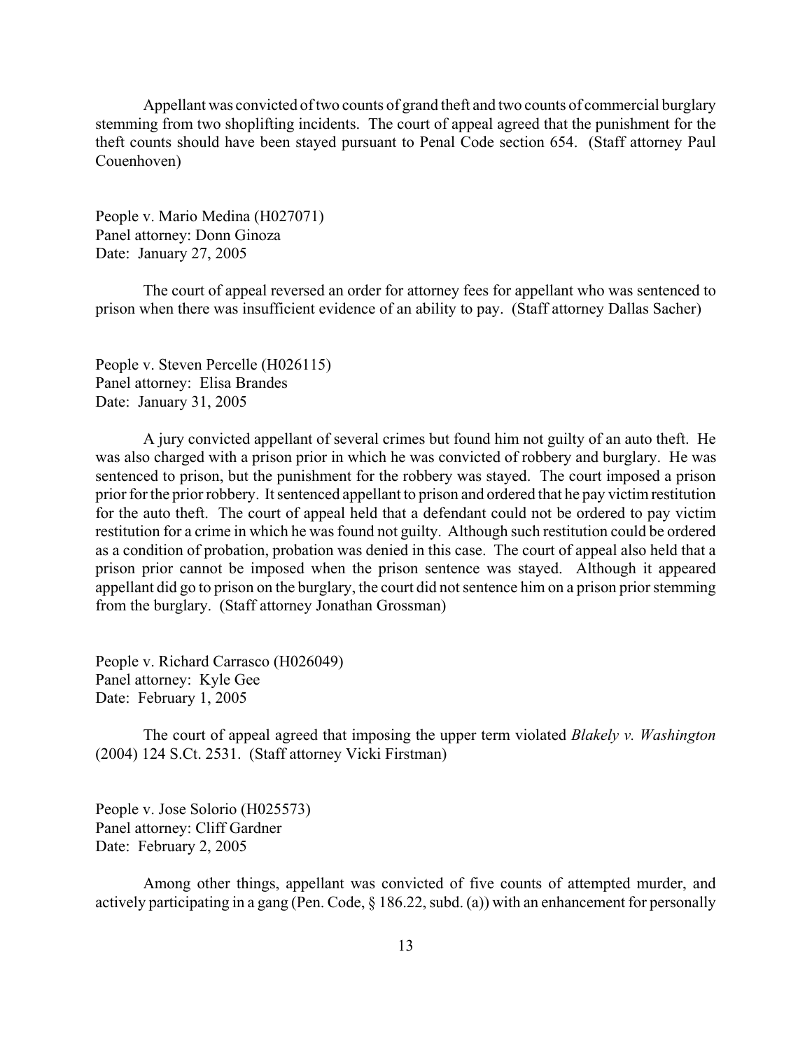Appellant was convicted of two counts of grand theft and two counts of commercial burglary stemming from two shoplifting incidents. The court of appeal agreed that the punishment for the theft counts should have been stayed pursuant to Penal Code section 654. (Staff attorney Paul Couenhoven)

People v. Mario Medina (H027071)
Panel attorney: Donn Ginoza
Date: January 27, 2005

The court of appeal reversed an order for attorney fees for appellant who was sentenced to prison when there was insufficient evidence of an ability to pay. (Staff attorney Dallas Sacher)

People v. Steven Percelle (H026115)
Panel attorney: Elisa Brandes
Date: January 31, 2005

A jury convicted appellant of several crimes but found him not guilty of an auto theft. He was also charged with a prison prior in which he was convicted of robbery and burglary. He was sentenced to prison, but the punishment for the robbery was stayed. The court imposed a prison prior for the prior robbery. It sentenced appellant to prison and ordered that he pay victim restitution for the auto theft. The court of appeal held that a defendant could not be ordered to pay victim restitution for a crime in which he was found not guilty. Although such restitution could be ordered as a condition of probation, probation was denied in this case. The court of appeal also held that a prison prior cannot be imposed when the prison sentence was stayed. Although it appeared appellant did go to prison on the burglary, the court did not sentence him on a prison prior stemming from the burglary. (Staff attorney Jonathan Grossman)

People v. Richard Carrasco (H026049)
Panel attorney: Kyle Gee
Date: February 1, 2005

The court of appeal agreed that imposing the upper term violated *Blakely v. Washington* (2004) 124 S.Ct. 2531. (Staff attorney Vicki Firstman)

People v. Jose Solorio (H025573)
Panel attorney: Cliff Gardner
Date: February 2, 2005

Among other things, appellant was convicted of five counts of attempted murder, and actively participating in a gang (Pen. Code, § 186.22, subd. (a)) with an enhancement for personally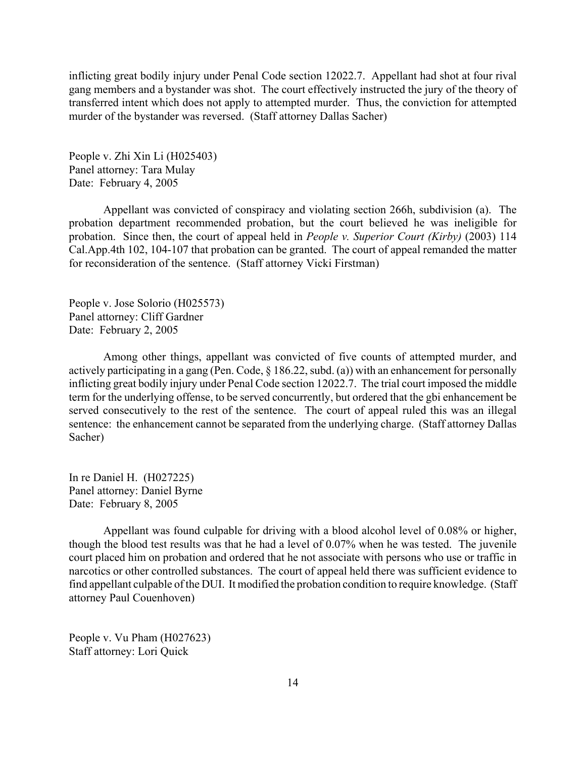inflicting great bodily injury under Penal Code section 12022.7. Appellant had shot at four rival gang members and a bystander was shot. The court effectively instructed the jury of the theory of transferred intent which does not apply to attempted murder. Thus, the conviction for attempted murder of the bystander was reversed. (Staff attorney Dallas Sacher)

People v. Zhi Xin Li (H025403)
Panel attorney: Tara Mulay
Date: February 4, 2005

Appellant was convicted of conspiracy and violating section 266h, subdivision (a). The probation department recommended probation, but the court believed he was ineligible for probation. Since then, the court of appeal held in *People v. Superior Court (Kirby)* (2003) 114 Cal.App.4th 102, 104-107 that probation can be granted. The court of appeal remanded the matter for reconsideration of the sentence. (Staff attorney Vicki Firstman)

People v. Jose Solorio (H025573)
Panel attorney: Cliff Gardner
Date: February 2, 2005

Among other things, appellant was convicted of five counts of attempted murder, and actively participating in a gang (Pen. Code, § 186.22, subd. (a)) with an enhancement for personally inflicting great bodily injury under Penal Code section 12022.7. The trial court imposed the middle term for the underlying offense, to be served concurrently, but ordered that the gbi enhancement be served consecutively to the rest of the sentence. The court of appeal ruled this was an illegal sentence: the enhancement cannot be separated from the underlying charge. (Staff attorney Dallas Sacher)

In re Daniel H. (H027225)
Panel attorney: Daniel Byrne
Date: February 8, 2005

Appellant was found culpable for driving with a blood alcohol level of 0.08% or higher, though the blood test results was that he had a level of 0.07% when he was tested. The juvenile court placed him on probation and ordered that he not associate with persons who use or traffic in narcotics or other controlled substances. The court of appeal held there was sufficient evidence to find appellant culpable of the DUI. It modified the probation condition to require knowledge. (Staff attorney Paul Couenhoven)

People v. Vu Pham (H027623)
Staff attorney: Lori Quick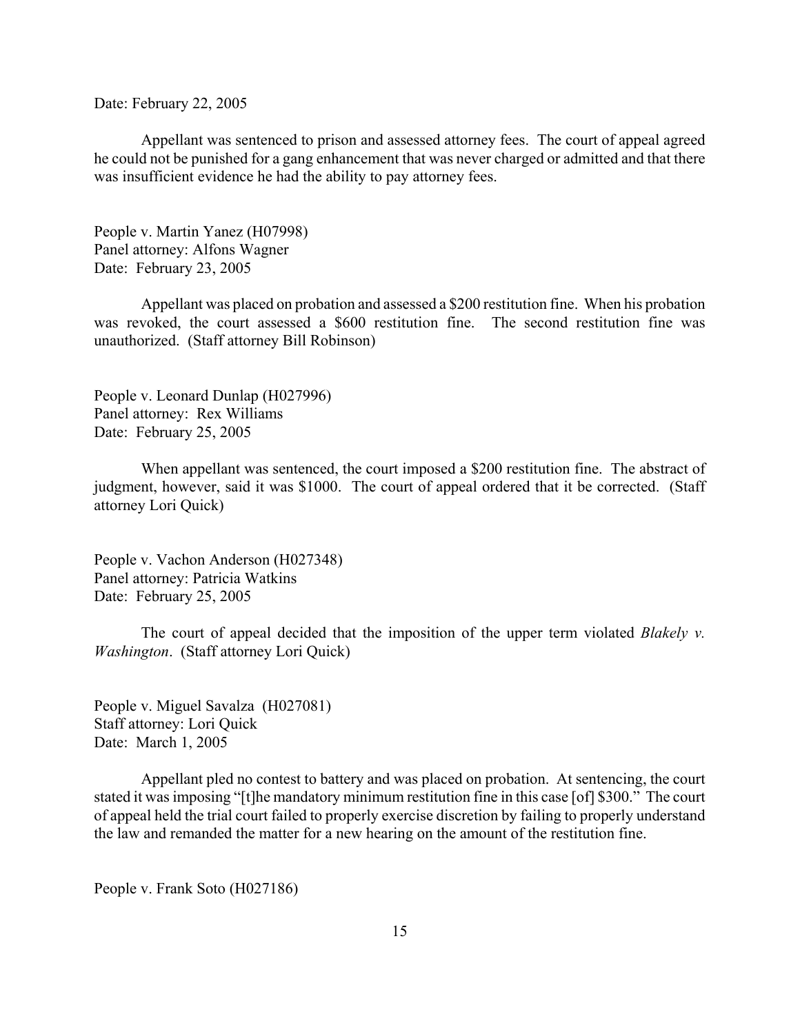Date: February 22, 2005

Appellant was sentenced to prison and assessed attorney fees. The court of appeal agreed he could not be punished for a gang enhancement that was never charged or admitted and that there was insufficient evidence he had the ability to pay attorney fees.

People v. Martin Yanez (H07998)
Panel attorney: Alfons Wagner
Date: February 23, 2005

Appellant was placed on probation and assessed a $200 restitution fine. When his probation was revoked, the court assessed a $600 restitution fine. The second restitution fine was unauthorized. (Staff attorney Bill Robinson)

People v. Leonard Dunlap (H027996)
Panel attorney: Rex Williams
Date: February 25, 2005

When appellant was sentenced, the court imposed a $200 restitution fine. The abstract of judgment, however, said it was $1000. The court of appeal ordered that it be corrected. (Staff attorney Lori Quick)

People v. Vachon Anderson (H027348)
Panel attorney: Patricia Watkins
Date: February 25, 2005

The court of appeal decided that the imposition of the upper term violated *Blakely v. Washington*. (Staff attorney Lori Quick)

People v. Miguel Savalza (H027081)
Staff attorney: Lori Quick
Date: March 1, 2005

Appellant pled no contest to battery and was placed on probation. At sentencing, the court stated it was imposing "[t]he mandatory minimum restitution fine in this case [of] $300." The court of appeal held the trial court failed to properly exercise discretion by failing to properly understand the law and remanded the matter for a new hearing on the amount of the restitution fine.

People v. Frank Soto (H027186)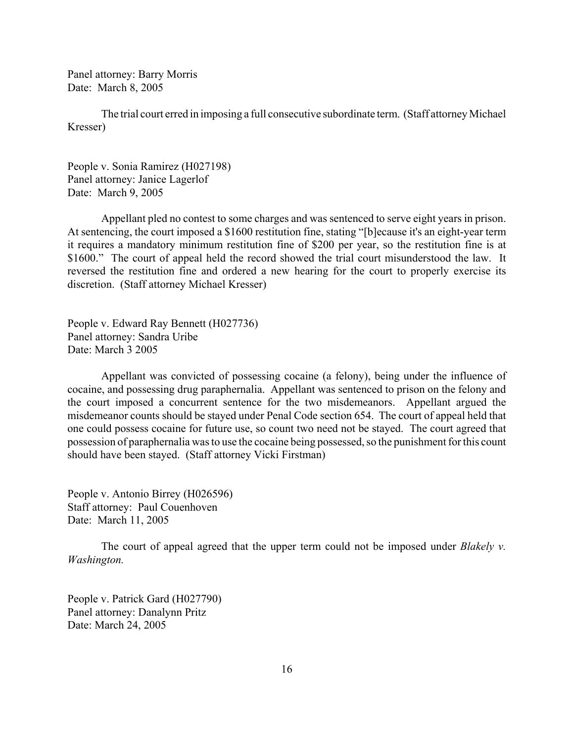Panel attorney: Barry Morris
Date: March 8, 2005

The trial court erred in imposing a full consecutive subordinate term. (Staff attorney Michael Kresser)

People v. Sonia Ramirez (H027198)
Panel attorney: Janice Lagerlof
Date: March 9, 2005

Appellant pled no contest to some charges and was sentenced to serve eight years in prison. At sentencing, the court imposed a $1600 restitution fine, stating "[b]ecause it's an eight-year term it requires a mandatory minimum restitution fine of $200 per year, so the restitution fine is at $1600." The court of appeal held the record showed the trial court misunderstood the law. It reversed the restitution fine and ordered a new hearing for the court to properly exercise its discretion. (Staff attorney Michael Kresser)

People v. Edward Ray Bennett (H027736)
Panel attorney: Sandra Uribe
Date: March 3 2005

Appellant was convicted of possessing cocaine (a felony), being under the influence of cocaine, and possessing drug paraphernalia. Appellant was sentenced to prison on the felony and the court imposed a concurrent sentence for the two misdemeanors. Appellant argued the misdemeanor counts should be stayed under Penal Code section 654. The court of appeal held that one could possess cocaine for future use, so count two need not be stayed. The court agreed that possession of paraphernalia was to use the cocaine being possessed, so the punishment for this count should have been stayed. (Staff attorney Vicki Firstman)

People v. Antonio Birrey (H026596)
Staff attorney: Paul Couenhoven
Date: March 11, 2005

The court of appeal agreed that the upper term could not be imposed under *Blakely v. Washington.*

People v. Patrick Gard (H027790)
Panel attorney: Danalynn Pritz
Date: March 24, 2005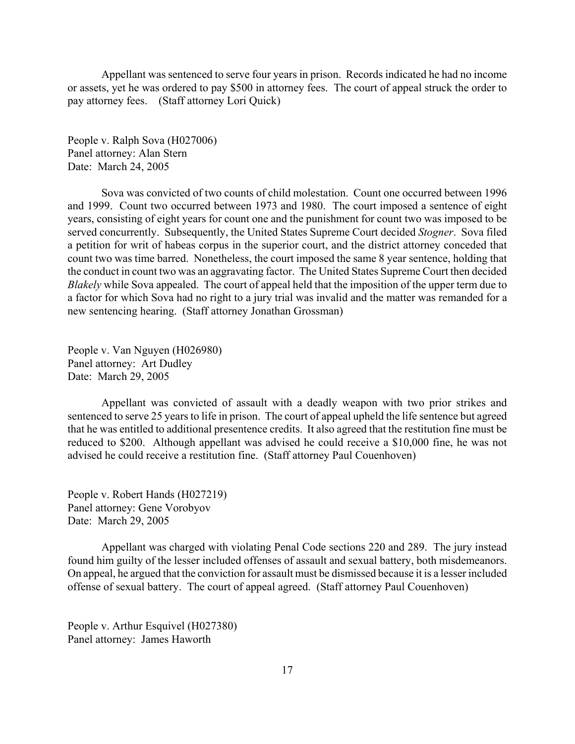Appellant was sentenced to serve four years in prison. Records indicated he had no income or assets, yet he was ordered to pay $500 in attorney fees. The court of appeal struck the order to pay attorney fees. (Staff attorney Lori Quick)

People v. Ralph Sova (H027006)
Panel attorney: Alan Stern
Date: March 24, 2005

Sova was convicted of two counts of child molestation. Count one occurred between 1996 and 1999. Count two occurred between 1973 and 1980. The court imposed a sentence of eight years, consisting of eight years for count one and the punishment for count two was imposed to be served concurrently. Subsequently, the United States Supreme Court decided *Stogner*. Sova filed a petition for writ of habeas corpus in the superior court, and the district attorney conceded that count two was time barred. Nonetheless, the court imposed the same 8 year sentence, holding that the conduct in count two was an aggravating factor. The United States Supreme Court then decided *Blakely* while Sova appealed. The court of appeal held that the imposition of the upper term due to a factor for which Sova had no right to a jury trial was invalid and the matter was remanded for a new sentencing hearing. (Staff attorney Jonathan Grossman)

People v. Van Nguyen (H026980)
Panel attorney: Art Dudley
Date: March 29, 2005

Appellant was convicted of assault with a deadly weapon with two prior strikes and sentenced to serve 25 years to life in prison. The court of appeal upheld the life sentence but agreed that he was entitled to additional presentence credits. It also agreed that the restitution fine must be reduced to $200. Although appellant was advised he could receive a $10,000 fine, he was not advised he could receive a restitution fine. (Staff attorney Paul Couenhoven)

People v. Robert Hands (H027219)
Panel attorney: Gene Vorobyov
Date: March 29, 2005

Appellant was charged with violating Penal Code sections 220 and 289. The jury instead found him guilty of the lesser included offenses of assault and sexual battery, both misdemeanors. On appeal, he argued that the conviction for assault must be dismissed because it is a lesser included offense of sexual battery. The court of appeal agreed. (Staff attorney Paul Couenhoven)

People v. Arthur Esquivel (H027380)
Panel attorney: James Haworth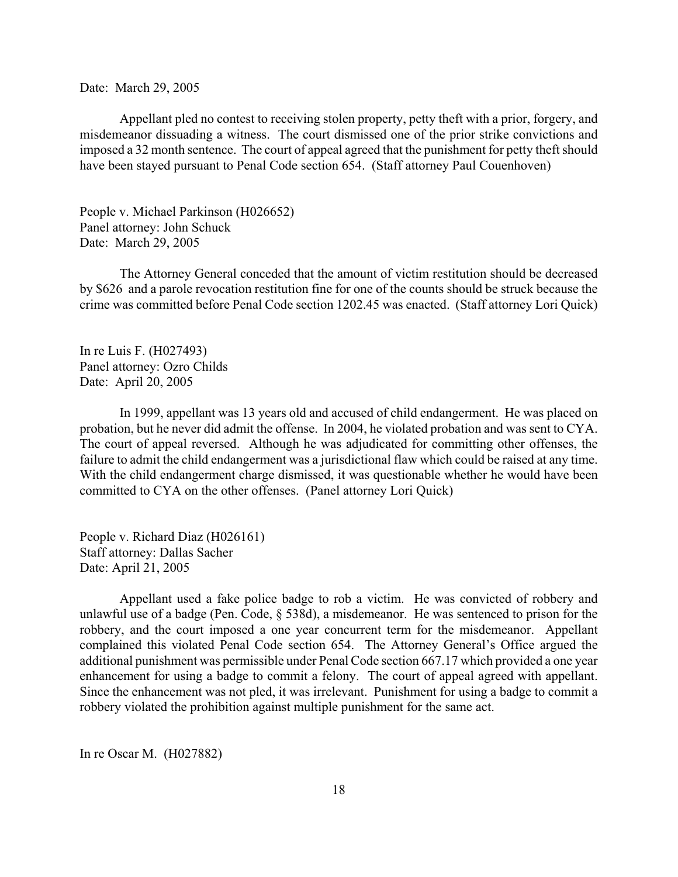Date: March 29, 2005

Appellant pled no contest to receiving stolen property, petty theft with a prior, forgery, and misdemeanor dissuading a witness. The court dismissed one of the prior strike convictions and imposed a 32 month sentence. The court of appeal agreed that the punishment for petty theft should have been stayed pursuant to Penal Code section 654. (Staff attorney Paul Couenhoven)

People v. Michael Parkinson (H026652)
Panel attorney: John Schuck
Date: March 29, 2005

The Attorney General conceded that the amount of victim restitution should be decreased by $626 and a parole revocation restitution fine for one of the counts should be struck because the crime was committed before Penal Code section 1202.45 was enacted. (Staff attorney Lori Quick)

In re Luis F. (H027493)
Panel attorney: Ozro Childs
Date: April 20, 2005

In 1999, appellant was 13 years old and accused of child endangerment. He was placed on probation, but he never did admit the offense. In 2004, he violated probation and was sent to CYA. The court of appeal reversed. Although he was adjudicated for committing other offenses, the failure to admit the child endangerment was a jurisdictional flaw which could be raised at any time. With the child endangerment charge dismissed, it was questionable whether he would have been committed to CYA on the other offenses. (Panel attorney Lori Quick)

People v. Richard Diaz (H026161)
Staff attorney: Dallas Sacher
Date: April 21, 2005

Appellant used a fake police badge to rob a victim. He was convicted of robbery and unlawful use of a badge (Pen. Code, § 538d), a misdemeanor. He was sentenced to prison for the robbery, and the court imposed a one year concurrent term for the misdemeanor. Appellant complained this violated Penal Code section 654. The Attorney General's Office argued the additional punishment was permissible under Penal Code section 667.17 which provided a one year enhancement for using a badge to commit a felony. The court of appeal agreed with appellant. Since the enhancement was not pled, it was irrelevant. Punishment for using a badge to commit a robbery violated the prohibition against multiple punishment for the same act.

In re Oscar M. (H027882)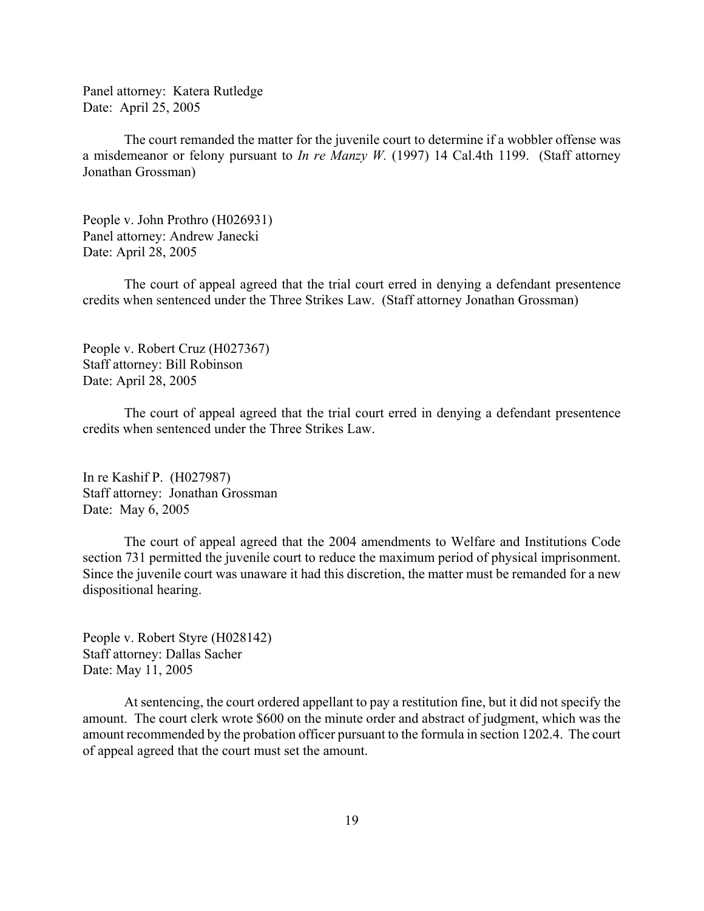Panel attorney: Katera Rutledge
Date: April 25, 2005

The court remanded the matter for the juvenile court to determine if a wobbler offense was a misdemeanor or felony pursuant to *In re Manzy W.* (1997) 14 Cal.4th 1199. (Staff attorney Jonathan Grossman)

People v. John Prothro (H026931)
Panel attorney: Andrew Janecki
Date: April 28, 2005

The court of appeal agreed that the trial court erred in denying a defendant presentence credits when sentenced under the Three Strikes Law. (Staff attorney Jonathan Grossman)

People v. Robert Cruz (H027367)
Staff attorney: Bill Robinson
Date: April 28, 2005

The court of appeal agreed that the trial court erred in denying a defendant presentence credits when sentenced under the Three Strikes Law.

In re Kashif P. (H027987)
Staff attorney: Jonathan Grossman
Date: May 6, 2005

The court of appeal agreed that the 2004 amendments to Welfare and Institutions Code section 731 permitted the juvenile court to reduce the maximum period of physical imprisonment. Since the juvenile court was unaware it had this discretion, the matter must be remanded for a new dispositional hearing.

People v. Robert Styre (H028142)
Staff attorney: Dallas Sacher
Date: May 11, 2005

At sentencing, the court ordered appellant to pay a restitution fine, but it did not specify the amount. The court clerk wrote $600 on the minute order and abstract of judgment, which was the amount recommended by the probation officer pursuant to the formula in section 1202.4. The court of appeal agreed that the court must set the amount.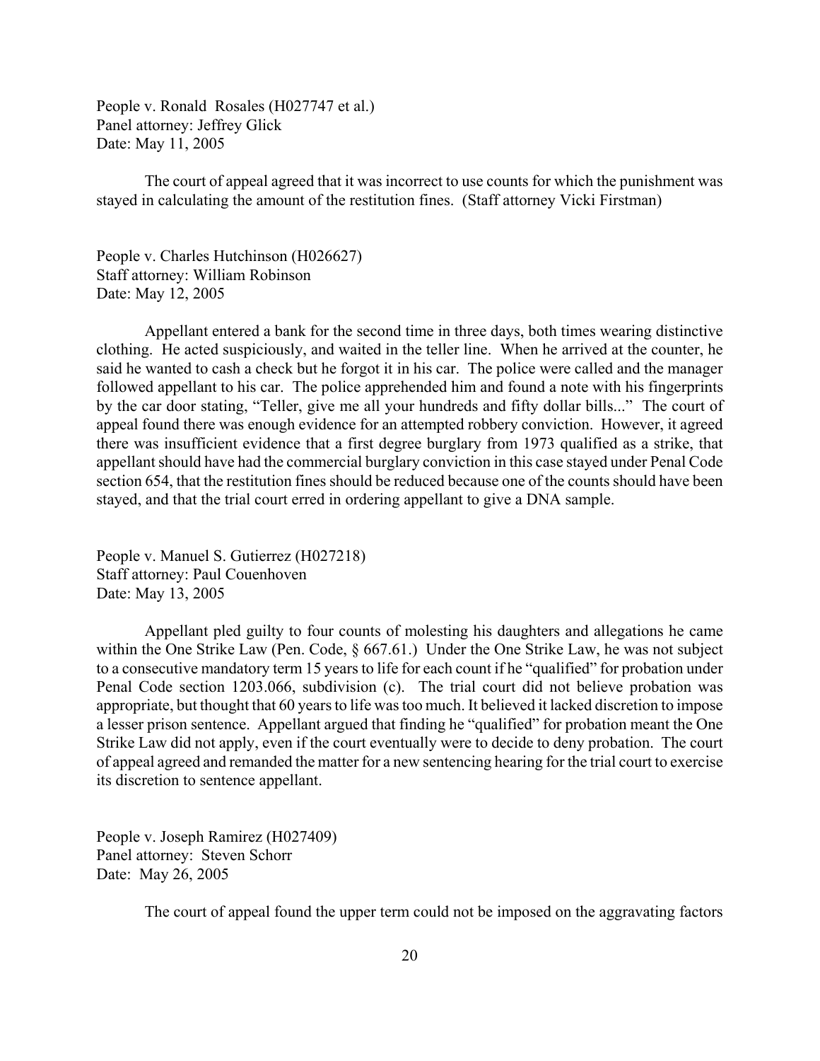People v. Ronald Rosales (H027747 et al.)
Panel attorney: Jeffrey Glick
Date: May 11, 2005

The court of appeal agreed that it was incorrect to use counts for which the punishment was stayed in calculating the amount of the restitution fines. (Staff attorney Vicki Firstman)

People v. Charles Hutchinson (H026627)
Staff attorney: William Robinson
Date: May 12, 2005

Appellant entered a bank for the second time in three days, both times wearing distinctive clothing. He acted suspiciously, and waited in the teller line. When he arrived at the counter, he said he wanted to cash a check but he forgot it in his car. The police were called and the manager followed appellant to his car. The police apprehended him and found a note with his fingerprints by the car door stating, "Teller, give me all your hundreds and fifty dollar bills..." The court of appeal found there was enough evidence for an attempted robbery conviction. However, it agreed there was insufficient evidence that a first degree burglary from 1973 qualified as a strike, that appellant should have had the commercial burglary conviction in this case stayed under Penal Code section 654, that the restitution fines should be reduced because one of the counts should have been stayed, and that the trial court erred in ordering appellant to give a DNA sample.

People v. Manuel S. Gutierrez (H027218)
Staff attorney: Paul Couenhoven
Date: May 13, 2005

Appellant pled guilty to four counts of molesting his daughters and allegations he came within the One Strike Law (Pen. Code, § 667.61.) Under the One Strike Law, he was not subject to a consecutive mandatory term 15 years to life for each count if he "qualified" for probation under Penal Code section 1203.066, subdivision (c). The trial court did not believe probation was appropriate, but thought that 60 years to life was too much. It believed it lacked discretion to impose a lesser prison sentence. Appellant argued that finding he "qualified" for probation meant the One Strike Law did not apply, even if the court eventually were to decide to deny probation. The court of appeal agreed and remanded the matter for a new sentencing hearing for the trial court to exercise its discretion to sentence appellant.

People v. Joseph Ramirez (H027409)
Panel attorney: Steven Schorr
Date: May 26, 2005

The court of appeal found the upper term could not be imposed on the aggravating factors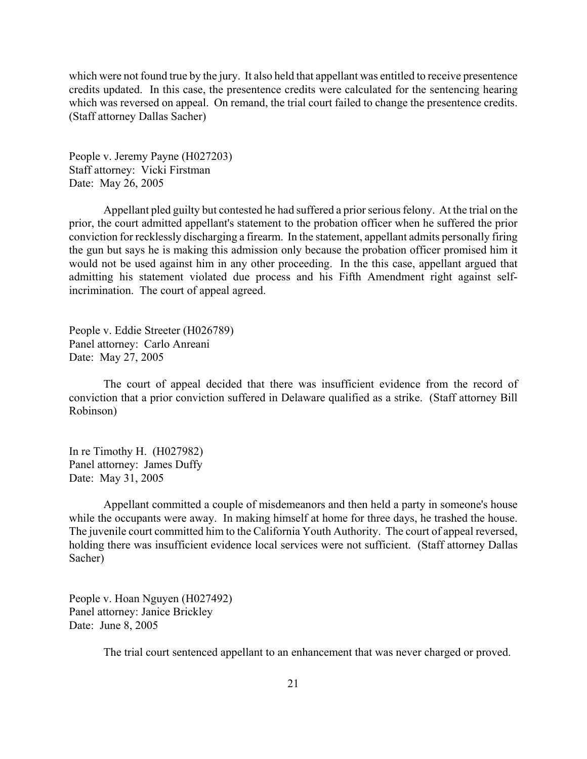which were not found true by the jury. It also held that appellant was entitled to receive presentence credits updated. In this case, the presentence credits were calculated for the sentencing hearing which was reversed on appeal. On remand, the trial court failed to change the presentence credits. (Staff attorney Dallas Sacher)

People v. Jeremy Payne (H027203)
Staff attorney: Vicki Firstman
Date: May 26, 2005

Appellant pled guilty but contested he had suffered a prior serious felony. At the trial on the prior, the court admitted appellant's statement to the probation officer when he suffered the prior conviction for recklessly discharging a firearm. In the statement, appellant admits personally firing the gun but says he is making this admission only because the probation officer promised him it would not be used against him in any other proceeding. In the this case, appellant argued that admitting his statement violated due process and his Fifth Amendment right against self-incrimination. The court of appeal agreed.

People v. Eddie Streeter (H026789)
Panel attorney: Carlo Anreani
Date: May 27, 2005

The court of appeal decided that there was insufficient evidence from the record of conviction that a prior conviction suffered in Delaware qualified as a strike. (Staff attorney Bill Robinson)

In re Timothy H. (H027982)
Panel attorney: James Duffy
Date: May 31, 2005

Appellant committed a couple of misdemeanors and then held a party in someone's house while the occupants were away. In making himself at home for three days, he trashed the house. The juvenile court committed him to the California Youth Authority. The court of appeal reversed, holding there was insufficient evidence local services were not sufficient. (Staff attorney Dallas Sacher)

People v. Hoan Nguyen (H027492)
Panel attorney: Janice Brickley
Date: June 8, 2005

The trial court sentenced appellant to an enhancement that was never charged or proved.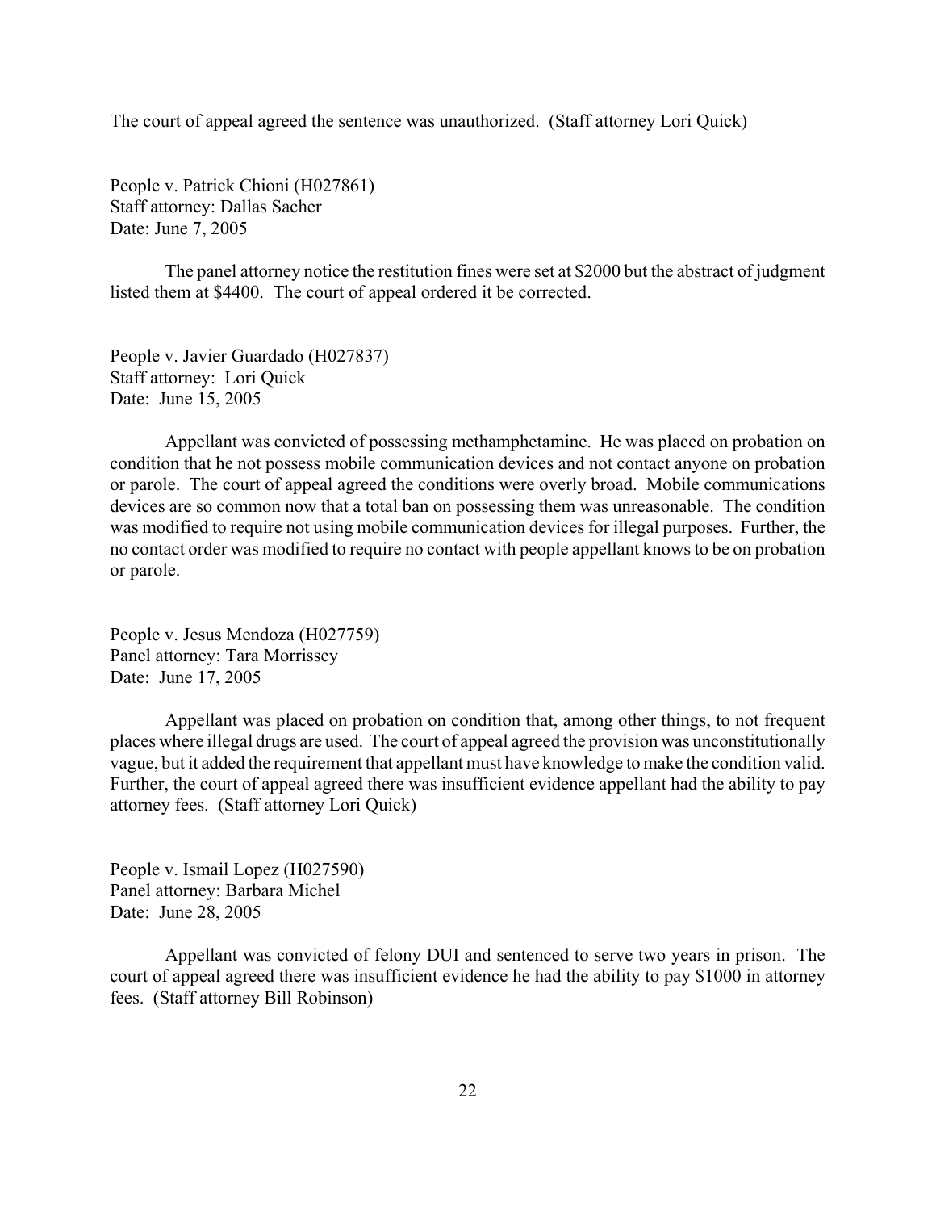The court of appeal agreed the sentence was unauthorized. (Staff attorney Lori Quick)

People v. Patrick Chioni (H027861)
Staff attorney: Dallas Sacher
Date: June 7, 2005

The panel attorney notice the restitution fines were set at $2000 but the abstract of judgment listed them at $4400. The court of appeal ordered it be corrected.

People v. Javier Guardado (H027837)
Staff attorney: Lori Quick
Date: June 15, 2005

Appellant was convicted of possessing methamphetamine. He was placed on probation on condition that he not possess mobile communication devices and not contact anyone on probation or parole. The court of appeal agreed the conditions were overly broad. Mobile communications devices are so common now that a total ban on possessing them was unreasonable. The condition was modified to require not using mobile communication devices for illegal purposes. Further, the no contact order was modified to require no contact with people appellant knows to be on probation or parole.

People v. Jesus Mendoza (H027759)
Panel attorney: Tara Morrissey
Date: June 17, 2005

Appellant was placed on probation on condition that, among other things, to not frequent places where illegal drugs are used. The court of appeal agreed the provision was unconstitutionally vague, but it added the requirement that appellant must have knowledge to make the condition valid. Further, the court of appeal agreed there was insufficient evidence appellant had the ability to pay attorney fees. (Staff attorney Lori Quick)

People v. Ismail Lopez (H027590)
Panel attorney: Barbara Michel
Date: June 28, 2005

Appellant was convicted of felony DUI and sentenced to serve two years in prison. The court of appeal agreed there was insufficient evidence he had the ability to pay $1000 in attorney fees. (Staff attorney Bill Robinson)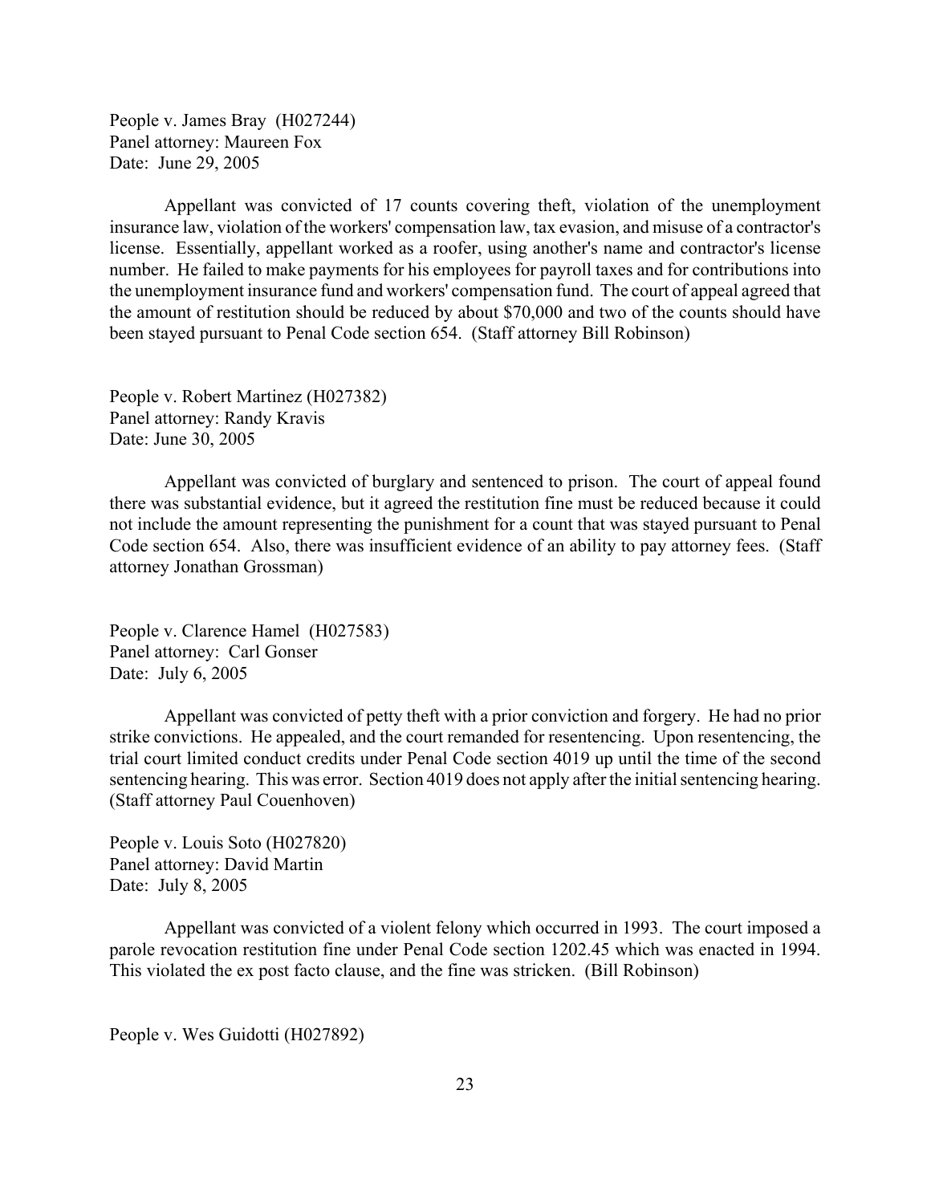People v. James Bray (H027244)
Panel attorney: Maureen Fox
Date: June 29, 2005

Appellant was convicted of 17 counts covering theft, violation of the unemployment insurance law, violation of the workers' compensation law, tax evasion, and misuse of a contractor's license. Essentially, appellant worked as a roofer, using another's name and contractor's license number. He failed to make payments for his employees for payroll taxes and for contributions into the unemployment insurance fund and workers' compensation fund. The court of appeal agreed that the amount of restitution should be reduced by about $70,000 and two of the counts should have been stayed pursuant to Penal Code section 654. (Staff attorney Bill Robinson)

People v. Robert Martinez (H027382)
Panel attorney: Randy Kravis
Date: June 30, 2005

Appellant was convicted of burglary and sentenced to prison. The court of appeal found there was substantial evidence, but it agreed the restitution fine must be reduced because it could not include the amount representing the punishment for a count that was stayed pursuant to Penal Code section 654. Also, there was insufficient evidence of an ability to pay attorney fees. (Staff attorney Jonathan Grossman)

People v. Clarence Hamel (H027583)
Panel attorney: Carl Gonser
Date: July 6, 2005

Appellant was convicted of petty theft with a prior conviction and forgery. He had no prior strike convictions. He appealed, and the court remanded for resentencing. Upon resentencing, the trial court limited conduct credits under Penal Code section 4019 up until the time of the second sentencing hearing. This was error. Section 4019 does not apply after the initial sentencing hearing. (Staff attorney Paul Couenhoven)

People v. Louis Soto (H027820)
Panel attorney: David Martin
Date: July 8, 2005

Appellant was convicted of a violent felony which occurred in 1993. The court imposed a parole revocation restitution fine under Penal Code section 1202.45 which was enacted in 1994. This violated the ex post facto clause, and the fine was stricken. (Bill Robinson)

People v. Wes Guidotti (H027892)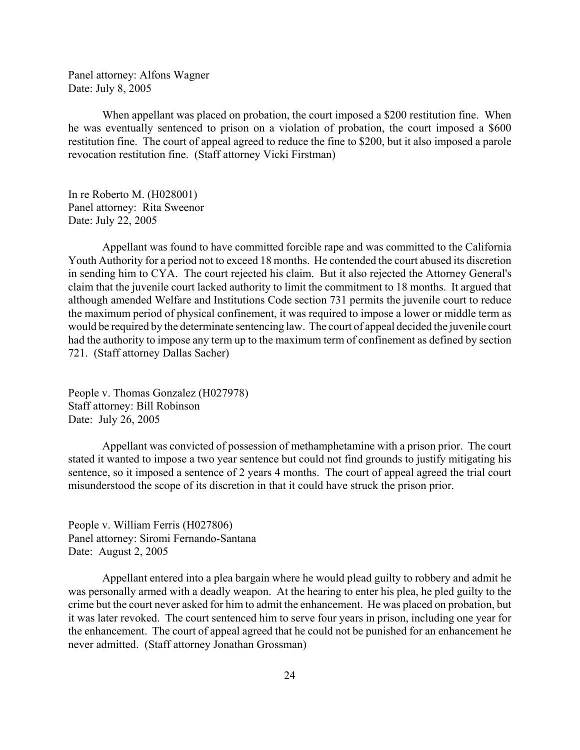Panel attorney: Alfons Wagner
Date: July 8, 2005

When appellant was placed on probation, the court imposed a $200 restitution fine. When he was eventually sentenced to prison on a violation of probation, the court imposed a $600 restitution fine. The court of appeal agreed to reduce the fine to $200, but it also imposed a parole revocation restitution fine. (Staff attorney Vicki Firstman)

In re Roberto M. (H028001)
Panel attorney: Rita Sweenor
Date: July 22, 2005

Appellant was found to have committed forcible rape and was committed to the California Youth Authority for a period not to exceed 18 months. He contended the court abused its discretion in sending him to CYA. The court rejected his claim. But it also rejected the Attorney General's claim that the juvenile court lacked authority to limit the commitment to 18 months. It argued that although amended Welfare and Institutions Code section 731 permits the juvenile court to reduce the maximum period of physical confinement, it was required to impose a lower or middle term as would be required by the determinate sentencing law. The court of appeal decided the juvenile court had the authority to impose any term up to the maximum term of confinement as defined by section 721. (Staff attorney Dallas Sacher)

People v. Thomas Gonzalez (H027978)
Staff attorney: Bill Robinson
Date: July 26, 2005

Appellant was convicted of possession of methamphetamine with a prison prior. The court stated it wanted to impose a two year sentence but could not find grounds to justify mitigating his sentence, so it imposed a sentence of 2 years 4 months. The court of appeal agreed the trial court misunderstood the scope of its discretion in that it could have struck the prison prior.

People v. William Ferris (H027806)
Panel attorney: Siromi Fernando-Santana
Date: August 2, 2005

Appellant entered into a plea bargain where he would plead guilty to robbery and admit he was personally armed with a deadly weapon. At the hearing to enter his plea, he pled guilty to the crime but the court never asked for him to admit the enhancement. He was placed on probation, but it was later revoked. The court sentenced him to serve four years in prison, including one year for the enhancement. The court of appeal agreed that he could not be punished for an enhancement he never admitted. (Staff attorney Jonathan Grossman)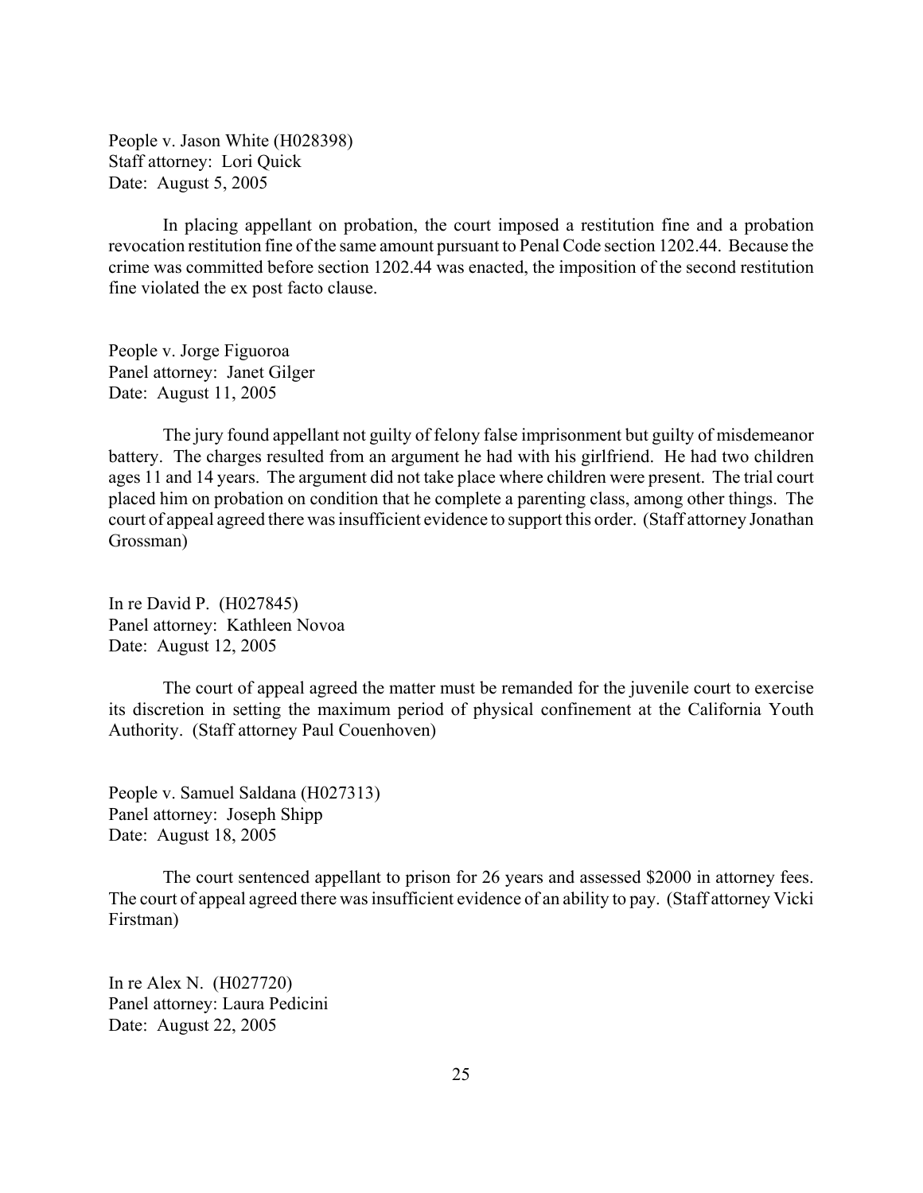People v. Jason White (H028398)
Staff attorney: Lori Quick
Date: August 5, 2005

In placing appellant on probation, the court imposed a restitution fine and a probation revocation restitution fine of the same amount pursuant to Penal Code section 1202.44. Because the crime was committed before section 1202.44 was enacted, the imposition of the second restitution fine violated the ex post facto clause.

People v. Jorge Figuoroa
Panel attorney: Janet Gilger
Date: August 11, 2005

The jury found appellant not guilty of felony false imprisonment but guilty of misdemeanor battery. The charges resulted from an argument he had with his girlfriend. He had two children ages 11 and 14 years. The argument did not take place where children were present. The trial court placed him on probation on condition that he complete a parenting class, among other things. The court of appeal agreed there was insufficient evidence to support this order. (Staff attorney Jonathan Grossman)

In re David P. (H027845)
Panel attorney: Kathleen Novoa
Date: August 12, 2005

The court of appeal agreed the matter must be remanded for the juvenile court to exercise its discretion in setting the maximum period of physical confinement at the California Youth Authority. (Staff attorney Paul Couenhoven)

People v. Samuel Saldana (H027313)
Panel attorney: Joseph Shipp
Date: August 18, 2005

The court sentenced appellant to prison for 26 years and assessed $2000 in attorney fees. The court of appeal agreed there was insufficient evidence of an ability to pay. (Staff attorney Vicki Firstman)

In re Alex N. (H027720)
Panel attorney: Laura Pedicini
Date: August 22, 2005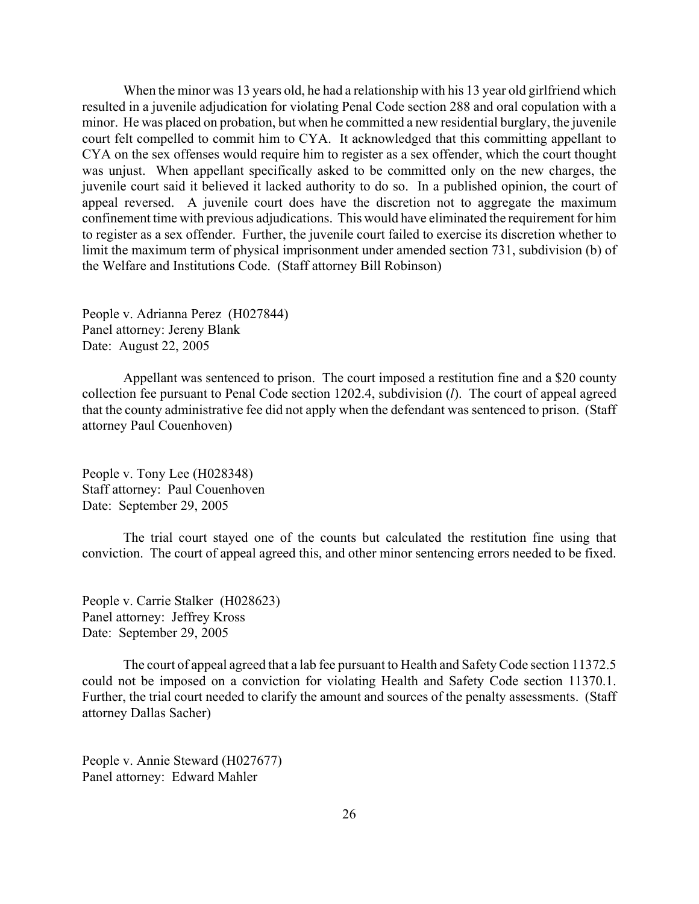When the minor was 13 years old, he had a relationship with his 13 year old girlfriend which resulted in a juvenile adjudication for violating Penal Code section 288 and oral copulation with a minor. He was placed on probation, but when he committed a new residential burglary, the juvenile court felt compelled to commit him to CYA. It acknowledged that this committing appellant to CYA on the sex offenses would require him to register as a sex offender, which the court thought was unjust. When appellant specifically asked to be committed only on the new charges, the juvenile court said it believed it lacked authority to do so. In a published opinion, the court of appeal reversed. A juvenile court does have the discretion not to aggregate the maximum confinement time with previous adjudications. This would have eliminated the requirement for him to register as a sex offender. Further, the juvenile court failed to exercise its discretion whether to limit the maximum term of physical imprisonment under amended section 731, subdivision (b) of the Welfare and Institutions Code. (Staff attorney Bill Robinson)

People v. Adrianna Perez (H027844)
Panel attorney: Jereny Blank
Date: August 22, 2005

Appellant was sentenced to prison. The court imposed a restitution fine and a \$20 county collection fee pursuant to Penal Code section 1202.4, subdivision (*l*). The court of appeal agreed that the county administrative fee did not apply when the defendant was sentenced to prison. (Staff attorney Paul Couenhoven)

People v. Tony Lee (H028348)
Staff attorney: Paul Couenhoven
Date: September 29, 2005

The trial court stayed one of the counts but calculated the restitution fine using that conviction. The court of appeal agreed this, and other minor sentencing errors needed to be fixed.

People v. Carrie Stalker (H028623)
Panel attorney: Jeffrey Kross
Date: September 29, 2005

The court of appeal agreed that a lab fee pursuant to Health and Safety Code section 11372.5 could not be imposed on a conviction for violating Health and Safety Code section 11370.1. Further, the trial court needed to clarify the amount and sources of the penalty assessments. (Staff attorney Dallas Sacher)

People v. Annie Steward (H027677)
Panel attorney: Edward Mahler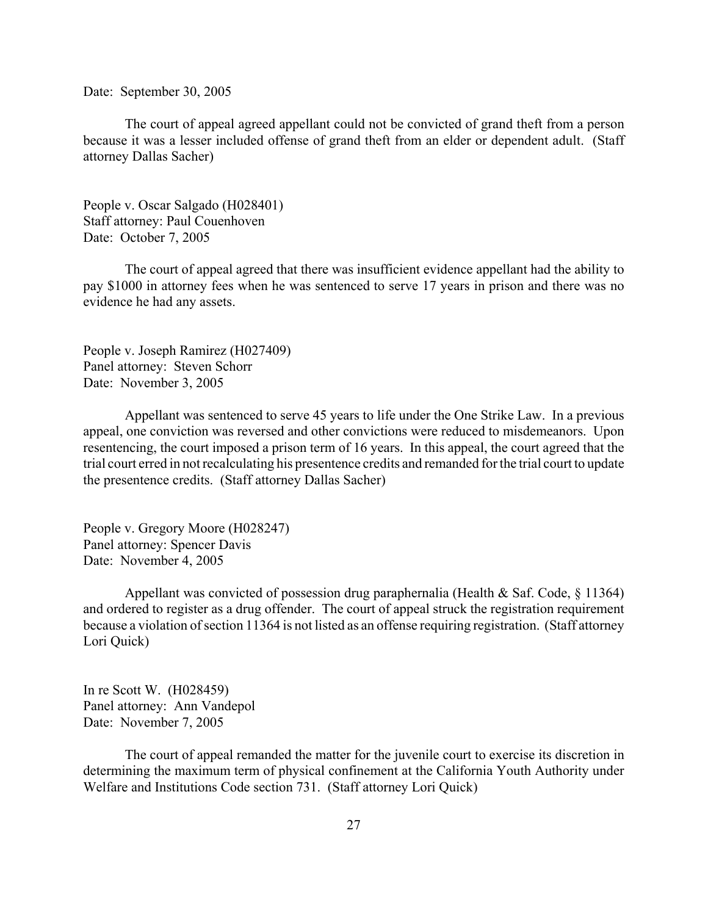Date: September 30, 2005

The court of appeal agreed appellant could not be convicted of grand theft from a person because it was a lesser included offense of grand theft from an elder or dependent adult. (Staff attorney Dallas Sacher)

People v. Oscar Salgado (H028401)
Staff attorney: Paul Couenhoven
Date: October 7, 2005

The court of appeal agreed that there was insufficient evidence appellant had the ability to pay $1000 in attorney fees when he was sentenced to serve 17 years in prison and there was no evidence he had any assets.

People v. Joseph Ramirez (H027409)
Panel attorney: Steven Schorr
Date: November 3, 2005

Appellant was sentenced to serve 45 years to life under the One Strike Law. In a previous appeal, one conviction was reversed and other convictions were reduced to misdemeanors. Upon resentencing, the court imposed a prison term of 16 years. In this appeal, the court agreed that the trial court erred in not recalculating his presentence credits and remanded for the trial court to update the presentence credits. (Staff attorney Dallas Sacher)

People v. Gregory Moore (H028247)
Panel attorney: Spencer Davis
Date: November 4, 2005

Appellant was convicted of possession drug paraphernalia (Health & Saf. Code, § 11364) and ordered to register as a drug offender. The court of appeal struck the registration requirement because a violation of section 11364 is not listed as an offense requiring registration. (Staff attorney Lori Quick)

In re Scott W. (H028459)
Panel attorney: Ann Vandepol
Date: November 7, 2005

The court of appeal remanded the matter for the juvenile court to exercise its discretion in determining the maximum term of physical confinement at the California Youth Authority under Welfare and Institutions Code section 731. (Staff attorney Lori Quick)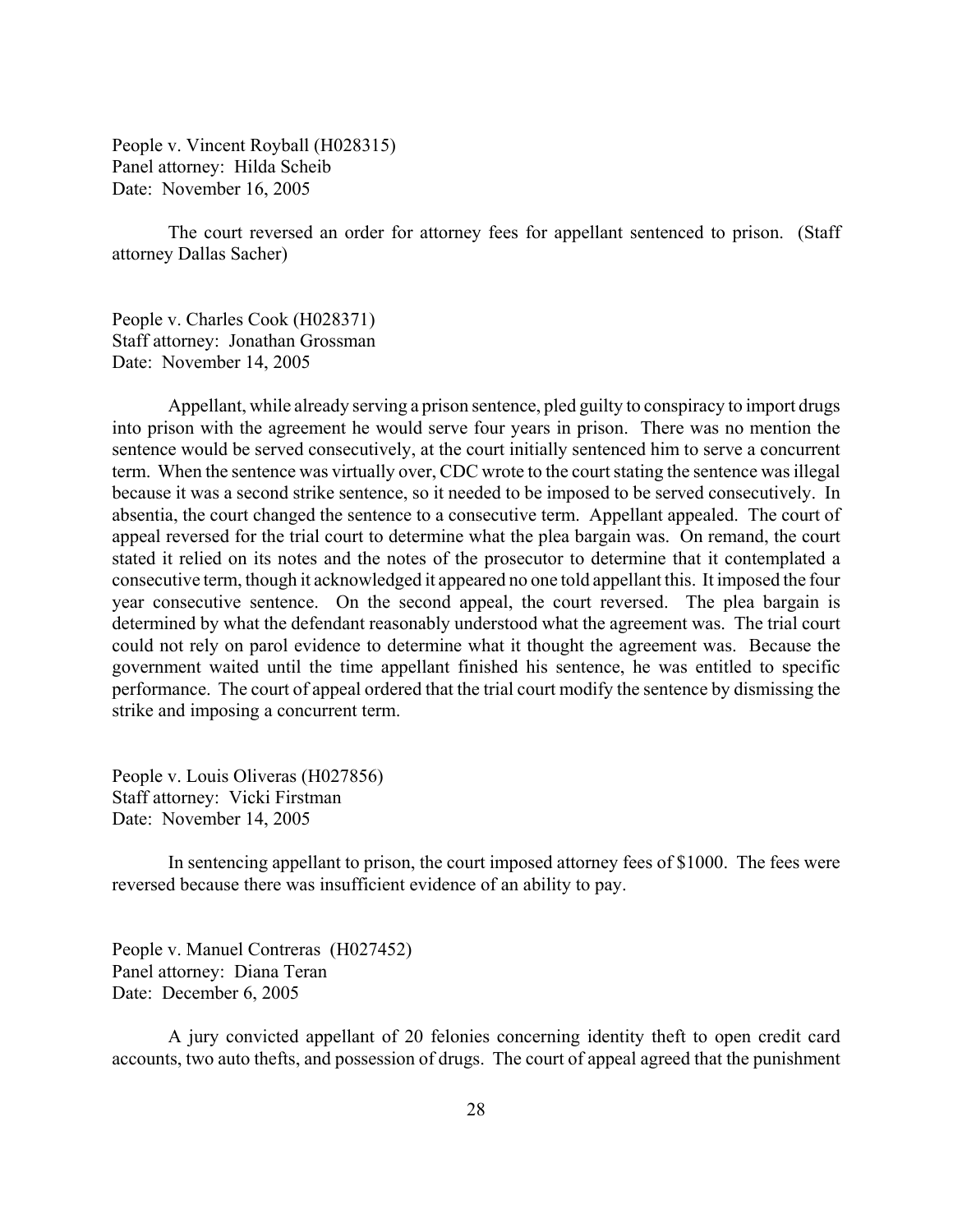People v. Vincent Royball (H028315)
Panel attorney: Hilda Scheib
Date: November 16, 2005

The court reversed an order for attorney fees for appellant sentenced to prison. (Staff attorney Dallas Sacher)

People v. Charles Cook (H028371)
Staff attorney: Jonathan Grossman
Date: November 14, 2005

Appellant, while already serving a prison sentence, pled guilty to conspiracy to import drugs into prison with the agreement he would serve four years in prison. There was no mention the sentence would be served consecutively, at the court initially sentenced him to serve a concurrent term. When the sentence was virtually over, CDC wrote to the court stating the sentence was illegal because it was a second strike sentence, so it needed to be imposed to be served consecutively. In absentia, the court changed the sentence to a consecutive term. Appellant appealed. The court of appeal reversed for the trial court to determine what the plea bargain was. On remand, the court stated it relied on its notes and the notes of the prosecutor to determine that it contemplated a consecutive term, though it acknowledged it appeared no one told appellant this. It imposed the four year consecutive sentence. On the second appeal, the court reversed. The plea bargain is determined by what the defendant reasonably understood what the agreement was. The trial court could not rely on parol evidence to determine what it thought the agreement was. Because the government waited until the time appellant finished his sentence, he was entitled to specific performance. The court of appeal ordered that the trial court modify the sentence by dismissing the strike and imposing a concurrent term.

People v. Louis Oliveras (H027856)
Staff attorney: Vicki Firstman
Date: November 14, 2005

In sentencing appellant to prison, the court imposed attorney fees of $1000. The fees were reversed because there was insufficient evidence of an ability to pay.

People v. Manuel Contreras (H027452)
Panel attorney: Diana Teran
Date: December 6, 2005

A jury convicted appellant of 20 felonies concerning identity theft to open credit card accounts, two auto thefts, and possession of drugs. The court of appeal agreed that the punishment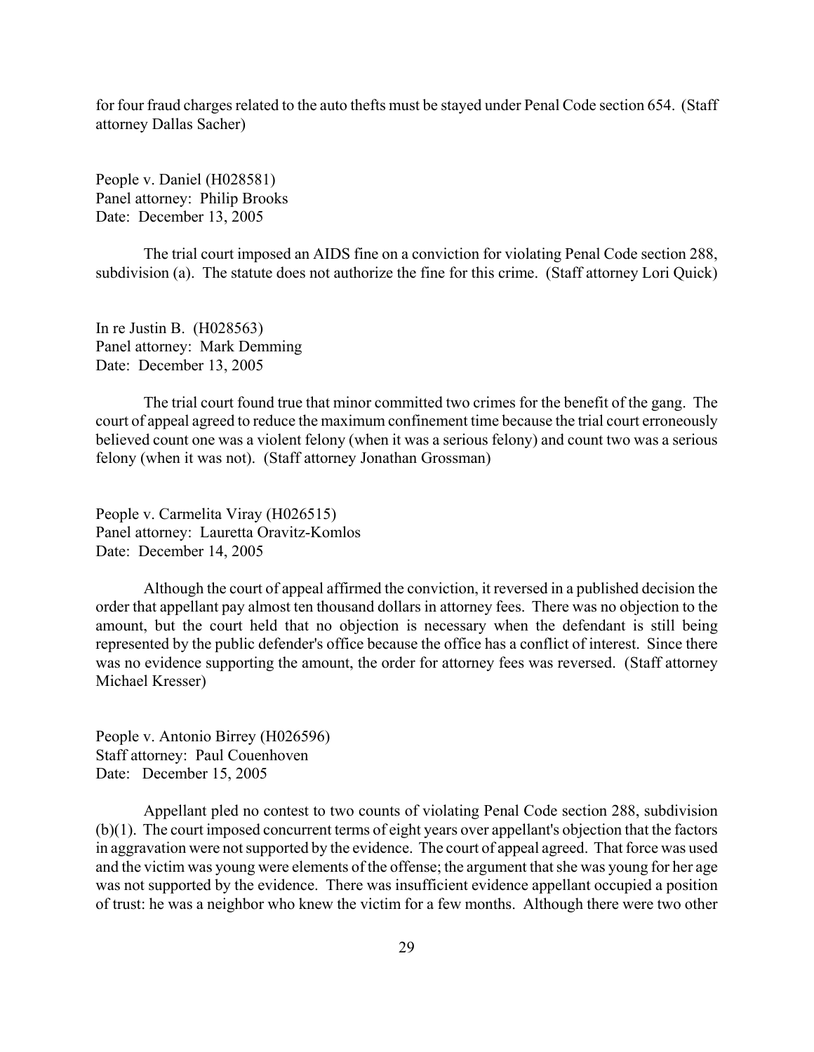for four fraud charges related to the auto thefts must be stayed under Penal Code section 654. (Staff attorney Dallas Sacher)

People v. Daniel (H028581)
Panel attorney: Philip Brooks
Date: December 13, 2005

The trial court imposed an AIDS fine on a conviction for violating Penal Code section 288, subdivision (a). The statute does not authorize the fine for this crime. (Staff attorney Lori Quick)

In re Justin B. (H028563)
Panel attorney: Mark Demming
Date: December 13, 2005

The trial court found true that minor committed two crimes for the benefit of the gang. The court of appeal agreed to reduce the maximum confinement time because the trial court erroneously believed count one was a violent felony (when it was a serious felony) and count two was a serious felony (when it was not). (Staff attorney Jonathan Grossman)

People v. Carmelita Viray (H026515)
Panel attorney: Lauretta Oravitz-Komlos
Date: December 14, 2005

Although the court of appeal affirmed the conviction, it reversed in a published decision the order that appellant pay almost ten thousand dollars in attorney fees. There was no objection to the amount, but the court held that no objection is necessary when the defendant is still being represented by the public defender's office because the office has a conflict of interest. Since there was no evidence supporting the amount, the order for attorney fees was reversed. (Staff attorney Michael Kresser)

People v. Antonio Birrey (H026596)
Staff attorney: Paul Couenhoven
Date: December 15, 2005

Appellant pled no contest to two counts of violating Penal Code section 288, subdivision (b)(1). The court imposed concurrent terms of eight years over appellant's objection that the factors in aggravation were not supported by the evidence. The court of appeal agreed. That force was used and the victim was young were elements of the offense; the argument that she was young for her age was not supported by the evidence. There was insufficient evidence appellant occupied a position of trust: he was a neighbor who knew the victim for a few months. Although there were two other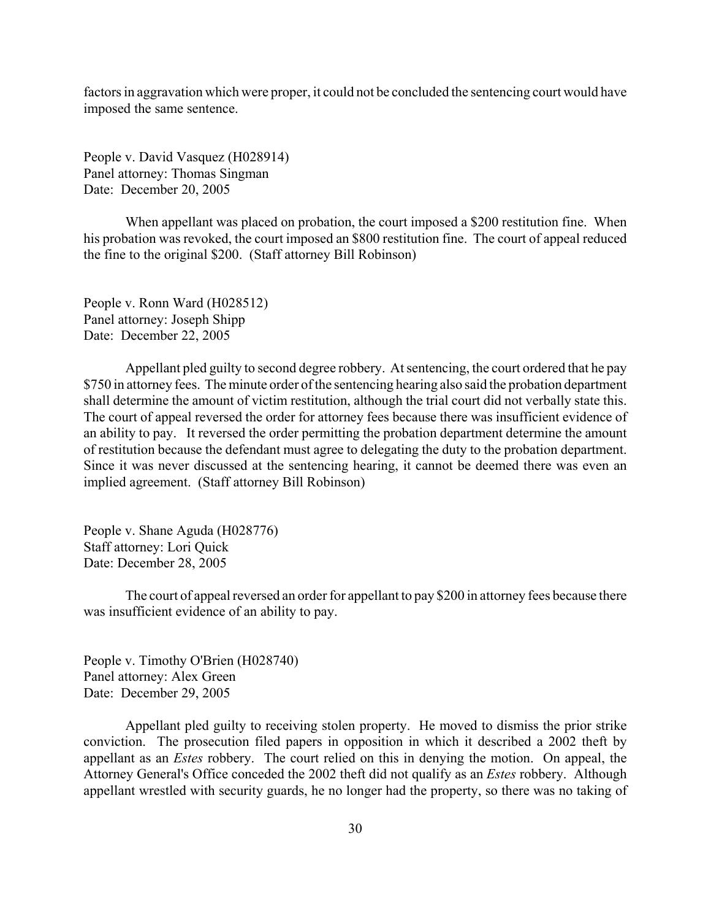factors in aggravation which were proper, it could not be concluded the sentencing court would have imposed the same sentence.

People v. David Vasquez (H028914)
Panel attorney: Thomas Singman
Date: December 20, 2005

When appellant was placed on probation, the court imposed a $200 restitution fine. When his probation was revoked, the court imposed an $800 restitution fine. The court of appeal reduced the fine to the original $200. (Staff attorney Bill Robinson)

People v. Ronn Ward (H028512)
Panel attorney: Joseph Shipp
Date: December 22, 2005

Appellant pled guilty to second degree robbery. At sentencing, the court ordered that he pay $750 in attorney fees. The minute order of the sentencing hearing also said the probation department shall determine the amount of victim restitution, although the trial court did not verbally state this. The court of appeal reversed the order for attorney fees because there was insufficient evidence of an ability to pay. It reversed the order permitting the probation department determine the amount of restitution because the defendant must agree to delegating the duty to the probation department. Since it was never discussed at the sentencing hearing, it cannot be deemed there was even an implied agreement. (Staff attorney Bill Robinson)

People v. Shane Aguda (H028776)
Staff attorney: Lori Quick
Date: December 28, 2005

The court of appeal reversed an order for appellant to pay $200 in attorney fees because there was insufficient evidence of an ability to pay.

People v. Timothy O'Brien (H028740)
Panel attorney: Alex Green
Date: December 29, 2005

Appellant pled guilty to receiving stolen property. He moved to dismiss the prior strike conviction. The prosecution filed papers in opposition in which it described a 2002 theft by appellant as an *Estes* robbery. The court relied on this in denying the motion. On appeal, the Attorney General's Office conceded the 2002 theft did not qualify as an *Estes* robbery. Although appellant wrestled with security guards, he no longer had the property, so there was no taking of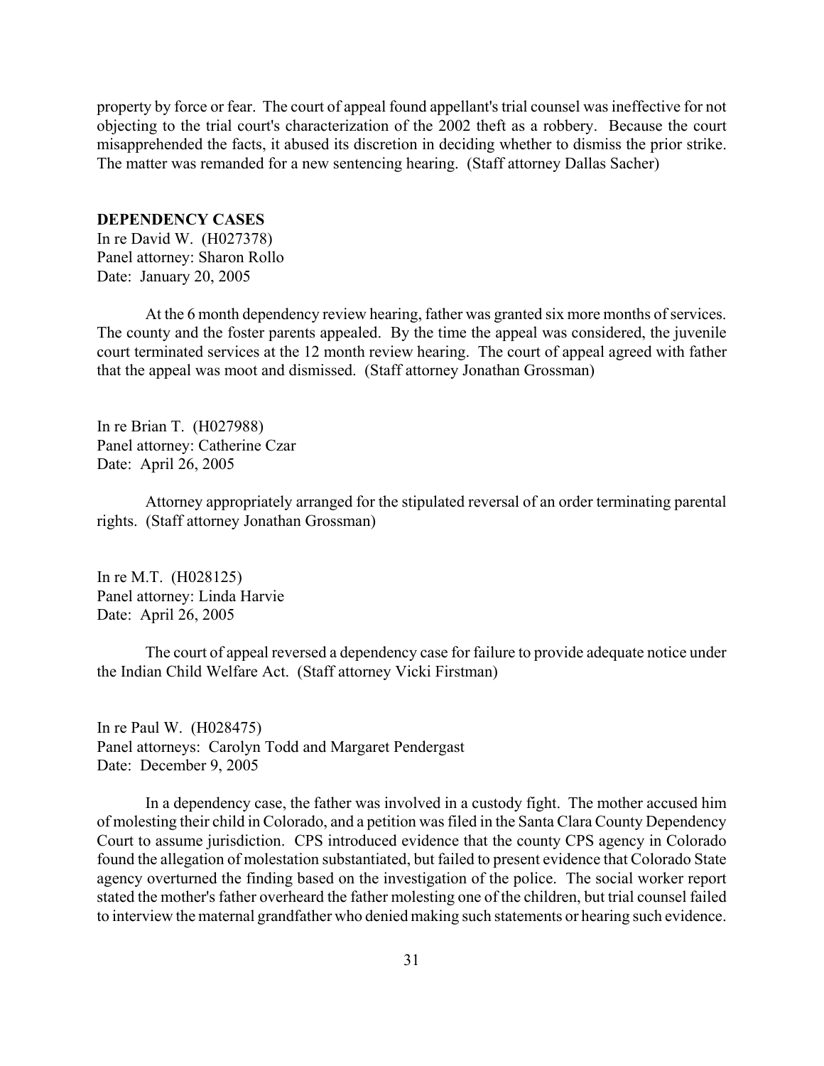property by force or fear. The court of appeal found appellant's trial counsel was ineffective for not objecting to the trial court's characterization of the 2002 theft as a robbery. Because the court misapprehended the facts, it abused its discretion in deciding whether to dismiss the prior strike. The matter was remanded for a new sentencing hearing. (Staff attorney Dallas Sacher)

**DEPENDENCY CASES**

In re David W. (H027378)
Panel attorney: Sharon Rollo
Date: January 20, 2005

At the 6 month dependency review hearing, father was granted six more months of services. The county and the foster parents appealed. By the time the appeal was considered, the juvenile court terminated services at the 12 month review hearing. The court of appeal agreed with father that the appeal was moot and dismissed. (Staff attorney Jonathan Grossman)

In re Brian T. (H027988)
Panel attorney: Catherine Czar
Date: April 26, 2005

Attorney appropriately arranged for the stipulated reversal of an order terminating parental rights. (Staff attorney Jonathan Grossman)

In re M.T. (H028125)
Panel attorney: Linda Harvie
Date: April 26, 2005

The court of appeal reversed a dependency case for failure to provide adequate notice under the Indian Child Welfare Act. (Staff attorney Vicki Firstman)

In re Paul W. (H028475)
Panel attorneys: Carolyn Todd and Margaret Pendergast
Date: December 9, 2005

In a dependency case, the father was involved in a custody fight. The mother accused him of molesting their child in Colorado, and a petition was filed in the Santa Clara County Dependency Court to assume jurisdiction. CPS introduced evidence that the county CPS agency in Colorado found the allegation of molestation substantiated, but failed to present evidence that Colorado State agency overturned the finding based on the investigation of the police. The social worker report stated the mother's father overheard the father molesting one of the children, but trial counsel failed to interview the maternal grandfather who denied making such statements or hearing such evidence.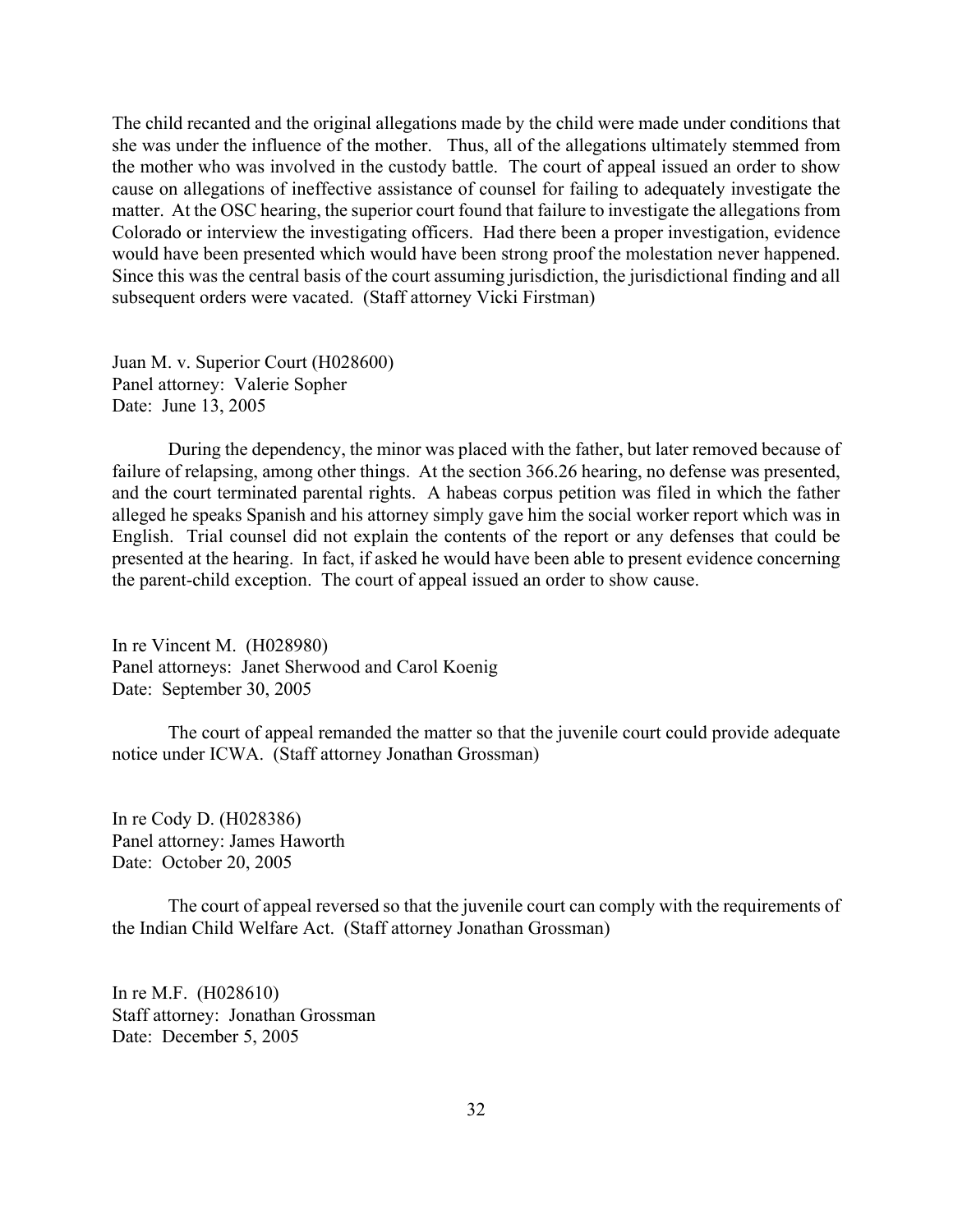The child recanted and the original allegations made by the child were made under conditions that she was under the influence of the mother. Thus, all of the allegations ultimately stemmed from the mother who was involved in the custody battle. The court of appeal issued an order to show cause on allegations of ineffective assistance of counsel for failing to adequately investigate the matter. At the OSC hearing, the superior court found that failure to investigate the allegations from Colorado or interview the investigating officers. Had there been a proper investigation, evidence would have been presented which would have been strong proof the molestation never happened. Since this was the central basis of the court assuming jurisdiction, the jurisdictional finding and all subsequent orders were vacated. (Staff attorney Vicki Firstman)

Juan M. v. Superior Court (H028600)
Panel attorney: Valerie Sopher
Date: June 13, 2005

During the dependency, the minor was placed with the father, but later removed because of failure of relapsing, among other things. At the section 366.26 hearing, no defense was presented, and the court terminated parental rights. A habeas corpus petition was filed in which the father alleged he speaks Spanish and his attorney simply gave him the social worker report which was in English. Trial counsel did not explain the contents of the report or any defenses that could be presented at the hearing. In fact, if asked he would have been able to present evidence concerning the parent-child exception. The court of appeal issued an order to show cause.

In re Vincent M. (H028980)
Panel attorneys: Janet Sherwood and Carol Koenig
Date: September 30, 2005

The court of appeal remanded the matter so that the juvenile court could provide adequate notice under ICWA. (Staff attorney Jonathan Grossman)

In re Cody D. (H028386)
Panel attorney: James Haworth
Date: October 20, 2005

The court of appeal reversed so that the juvenile court can comply with the requirements of the Indian Child Welfare Act. (Staff attorney Jonathan Grossman)

In re M.F. (H028610)
Staff attorney: Jonathan Grossman
Date: December 5, 2005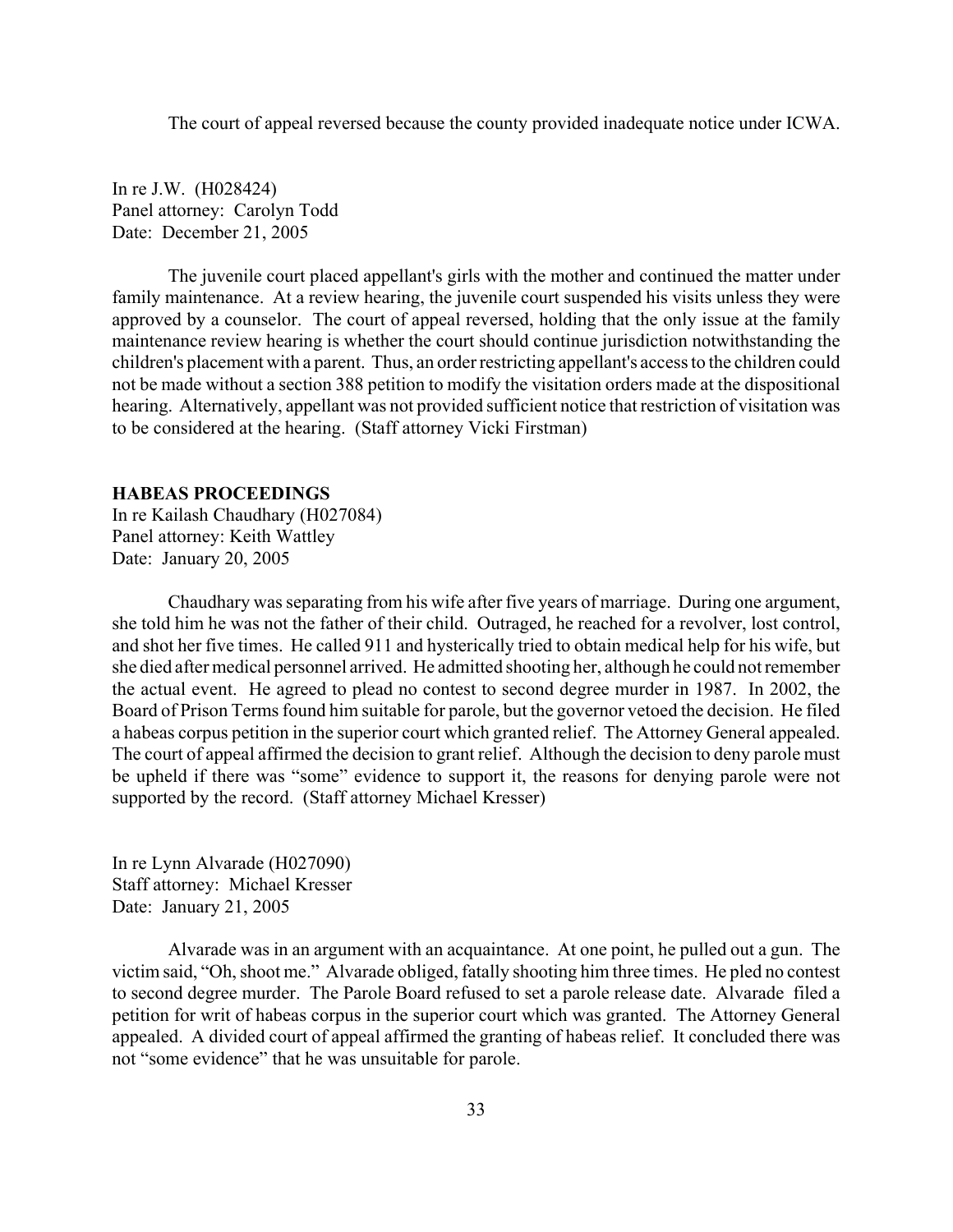The court of appeal reversed because the county provided inadequate notice under ICWA.

In re J.W. (H028424)
Panel attorney: Carolyn Todd
Date: December 21, 2005

The juvenile court placed appellant's girls with the mother and continued the matter under family maintenance. At a review hearing, the juvenile court suspended his visits unless they were approved by a counselor. The court of appeal reversed, holding that the only issue at the family maintenance review hearing is whether the court should continue jurisdiction notwithstanding the children's placement with a parent. Thus, an order restricting appellant's access to the children could not be made without a section 388 petition to modify the visitation orders made at the dispositional hearing. Alternatively, appellant was not provided sufficient notice that restriction of visitation was to be considered at the hearing. (Staff attorney Vicki Firstman)

**HABEAS PROCEEDINGS**

In re Kailash Chaudhary (H027084)
Panel attorney: Keith Wattley
Date: January 20, 2005

Chaudhary was separating from his wife after five years of marriage. During one argument, she told him he was not the father of their child. Outraged, he reached for a revolver, lost control, and shot her five times. He called 911 and hysterically tried to obtain medical help for his wife, but she died after medical personnel arrived. He admitted shooting her, although he could not remember the actual event. He agreed to plead no contest to second degree murder in 1987. In 2002, the Board of Prison Terms found him suitable for parole, but the governor vetoed the decision. He filed a habeas corpus petition in the superior court which granted relief. The Attorney General appealed. The court of appeal affirmed the decision to grant relief. Although the decision to deny parole must be upheld if there was "some" evidence to support it, the reasons for denying parole were not supported by the record. (Staff attorney Michael Kresser)

In re Lynn Alvarade (H027090)
Staff attorney: Michael Kresser
Date: January 21, 2005

Alvarade was in an argument with an acquaintance. At one point, he pulled out a gun. The victim said, "Oh, shoot me." Alvarade obliged, fatally shooting him three times. He pled no contest to second degree murder. The Parole Board refused to set a parole release date. Alvarade filed a petition for writ of habeas corpus in the superior court which was granted. The Attorney General appealed. A divided court of appeal affirmed the granting of habeas relief. It concluded there was not "some evidence" that he was unsuitable for parole.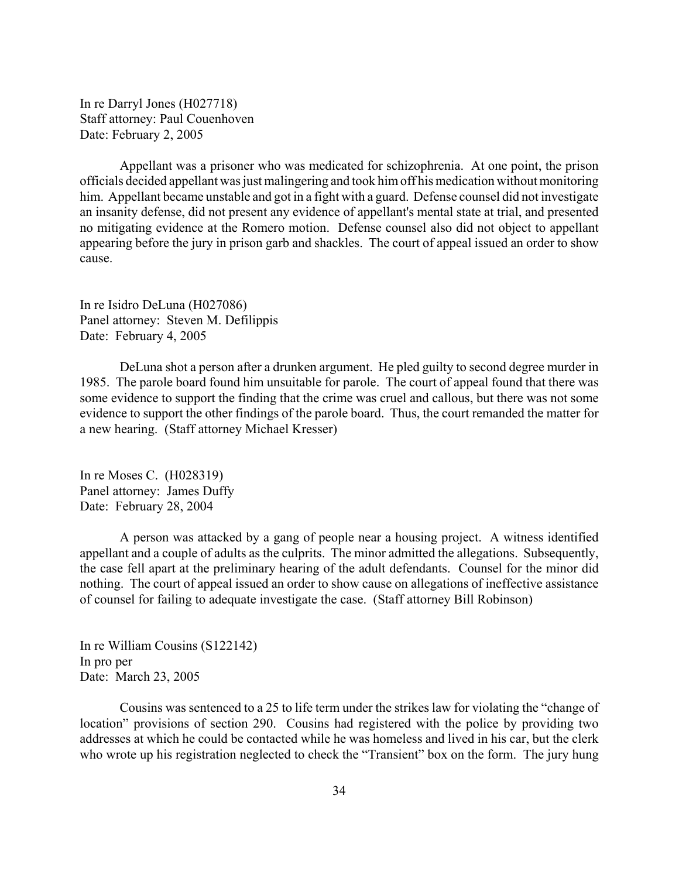In re Darryl Jones (H027718)
Staff attorney: Paul Couenhoven
Date: February 2, 2005

Appellant was a prisoner who was medicated for schizophrenia. At one point, the prison officials decided appellant was just malingering and took him off his medication without monitoring him. Appellant became unstable and got in a fight with a guard. Defense counsel did not investigate an insanity defense, did not present any evidence of appellant's mental state at trial, and presented no mitigating evidence at the Romero motion. Defense counsel also did not object to appellant appearing before the jury in prison garb and shackles. The court of appeal issued an order to show cause.

In re Isidro DeLuna (H027086)
Panel attorney: Steven M. Defilippis
Date: February 4, 2005

DeLuna shot a person after a drunken argument. He pled guilty to second degree murder in 1985. The parole board found him unsuitable for parole. The court of appeal found that there was some evidence to support the finding that the crime was cruel and callous, but there was not some evidence to support the other findings of the parole board. Thus, the court remanded the matter for a new hearing. (Staff attorney Michael Kresser)

In re Moses C. (H028319)
Panel attorney: James Duffy
Date: February 28, 2004

A person was attacked by a gang of people near a housing project. A witness identified appellant and a couple of adults as the culprits. The minor admitted the allegations. Subsequently, the case fell apart at the preliminary hearing of the adult defendants. Counsel for the minor did nothing. The court of appeal issued an order to show cause on allegations of ineffective assistance of counsel for failing to adequate investigate the case. (Staff attorney Bill Robinson)

In re William Cousins (S122142)
In pro per
Date: March 23, 2005

Cousins was sentenced to a 25 to life term under the strikes law for violating the "change of location" provisions of section 290. Cousins had registered with the police by providing two addresses at which he could be contacted while he was homeless and lived in his car, but the clerk who wrote up his registration neglected to check the "Transient" box on the form. The jury hung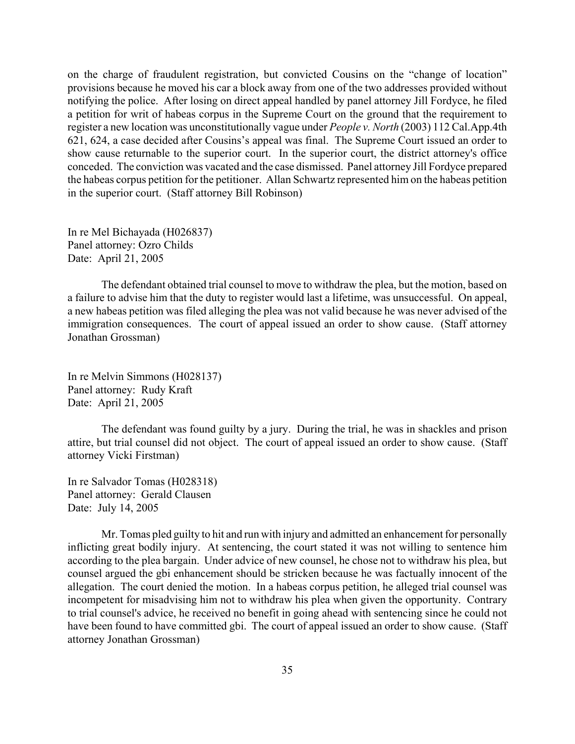on the charge of fraudulent registration, but convicted Cousins on the "change of location" provisions because he moved his car a block away from one of the two addresses provided without notifying the police. After losing on direct appeal handled by panel attorney Jill Fordyce, he filed a petition for writ of habeas corpus in the Supreme Court on the ground that the requirement to register a new location was unconstitutionally vague under *People v. North* (2003) 112 Cal.App.4th 621, 624, a case decided after Cousins's appeal was final. The Supreme Court issued an order to show cause returnable to the superior court. In the superior court, the district attorney's office conceded. The conviction was vacated and the case dismissed. Panel attorney Jill Fordyce prepared the habeas corpus petition for the petitioner. Allan Schwartz represented him on the habeas petition in the superior court. (Staff attorney Bill Robinson)

In re Mel Bichayada (H026837)
Panel attorney: Ozro Childs
Date: April 21, 2005

The defendant obtained trial counsel to move to withdraw the plea, but the motion, based on a failure to advise him that the duty to register would last a lifetime, was unsuccessful. On appeal, a new habeas petition was filed alleging the plea was not valid because he was never advised of the immigration consequences. The court of appeal issued an order to show cause. (Staff attorney Jonathan Grossman)

In re Melvin Simmons (H028137)
Panel attorney: Rudy Kraft
Date: April 21, 2005

The defendant was found guilty by a jury. During the trial, he was in shackles and prison attire, but trial counsel did not object. The court of appeal issued an order to show cause. (Staff attorney Vicki Firstman)

In re Salvador Tomas (H028318)
Panel attorney: Gerald Clausen
Date: July 14, 2005

Mr. Tomas pled guilty to hit and run with injury and admitted an enhancement for personally inflicting great bodily injury. At sentencing, the court stated it was not willing to sentence him according to the plea bargain. Under advice of new counsel, he chose not to withdraw his plea, but counsel argued the gbi enhancement should be stricken because he was factually innocent of the allegation. The court denied the motion. In a habeas corpus petition, he alleged trial counsel was incompetent for misadvising him not to withdraw his plea when given the opportunity. Contrary to trial counsel's advice, he received no benefit in going ahead with sentencing since he could not have been found to have committed gbi. The court of appeal issued an order to show cause. (Staff attorney Jonathan Grossman)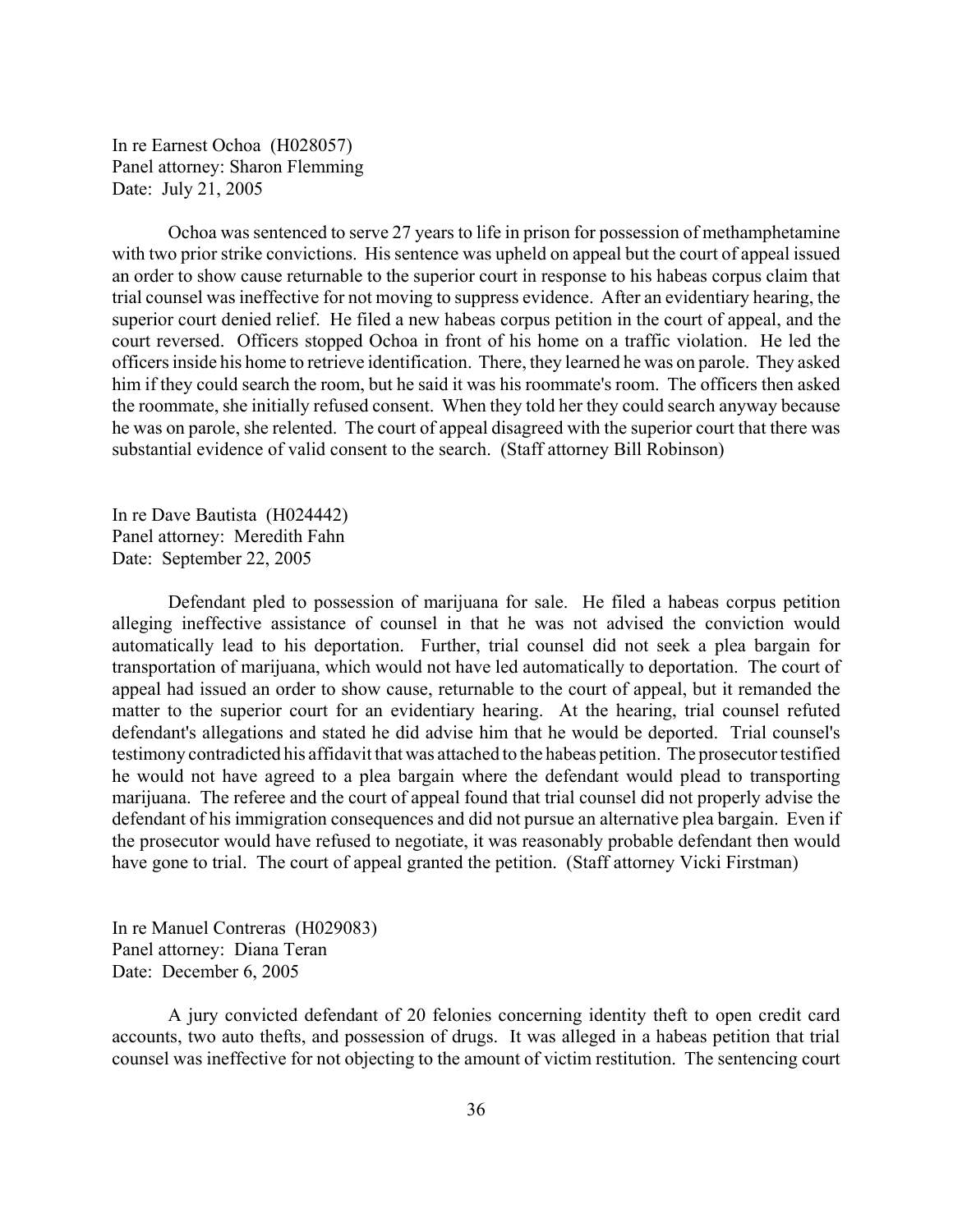In re Earnest Ochoa (H028057)
Panel attorney: Sharon Flemming
Date: July 21, 2005

Ochoa was sentenced to serve 27 years to life in prison for possession of methamphetamine with two prior strike convictions. His sentence was upheld on appeal but the court of appeal issued an order to show cause returnable to the superior court in response to his habeas corpus claim that trial counsel was ineffective for not moving to suppress evidence. After an evidentiary hearing, the superior court denied relief. He filed a new habeas corpus petition in the court of appeal, and the court reversed. Officers stopped Ochoa in front of his home on a traffic violation. He led the officers inside his home to retrieve identification. There, they learned he was on parole. They asked him if they could search the room, but he said it was his roommate's room. The officers then asked the roommate, she initially refused consent. When they told her they could search anyway because he was on parole, she relented. The court of appeal disagreed with the superior court that there was substantial evidence of valid consent to the search. (Staff attorney Bill Robinson)

In re Dave Bautista (H024442)
Panel attorney: Meredith Fahn
Date: September 22, 2005

Defendant pled to possession of marijuana for sale. He filed a habeas corpus petition alleging ineffective assistance of counsel in that he was not advised the conviction would automatically lead to his deportation. Further, trial counsel did not seek a plea bargain for transportation of marijuana, which would not have led automatically to deportation. The court of appeal had issued an order to show cause, returnable to the court of appeal, but it remanded the matter to the superior court for an evidentiary hearing. At the hearing, trial counsel refuted defendant's allegations and stated he did advise him that he would be deported. Trial counsel's testimony contradicted his affidavit that was attached to the habeas petition. The prosecutor testified he would not have agreed to a plea bargain where the defendant would plead to transporting marijuana. The referee and the court of appeal found that trial counsel did not properly advise the defendant of his immigration consequences and did not pursue an alternative plea bargain. Even if the prosecutor would have refused to negotiate, it was reasonably probable defendant then would have gone to trial. The court of appeal granted the petition. (Staff attorney Vicki Firstman)

In re Manuel Contreras (H029083)
Panel attorney: Diana Teran
Date: December 6, 2005

A jury convicted defendant of 20 felonies concerning identity theft to open credit card accounts, two auto thefts, and possession of drugs. It was alleged in a habeas petition that trial counsel was ineffective for not objecting to the amount of victim restitution. The sentencing court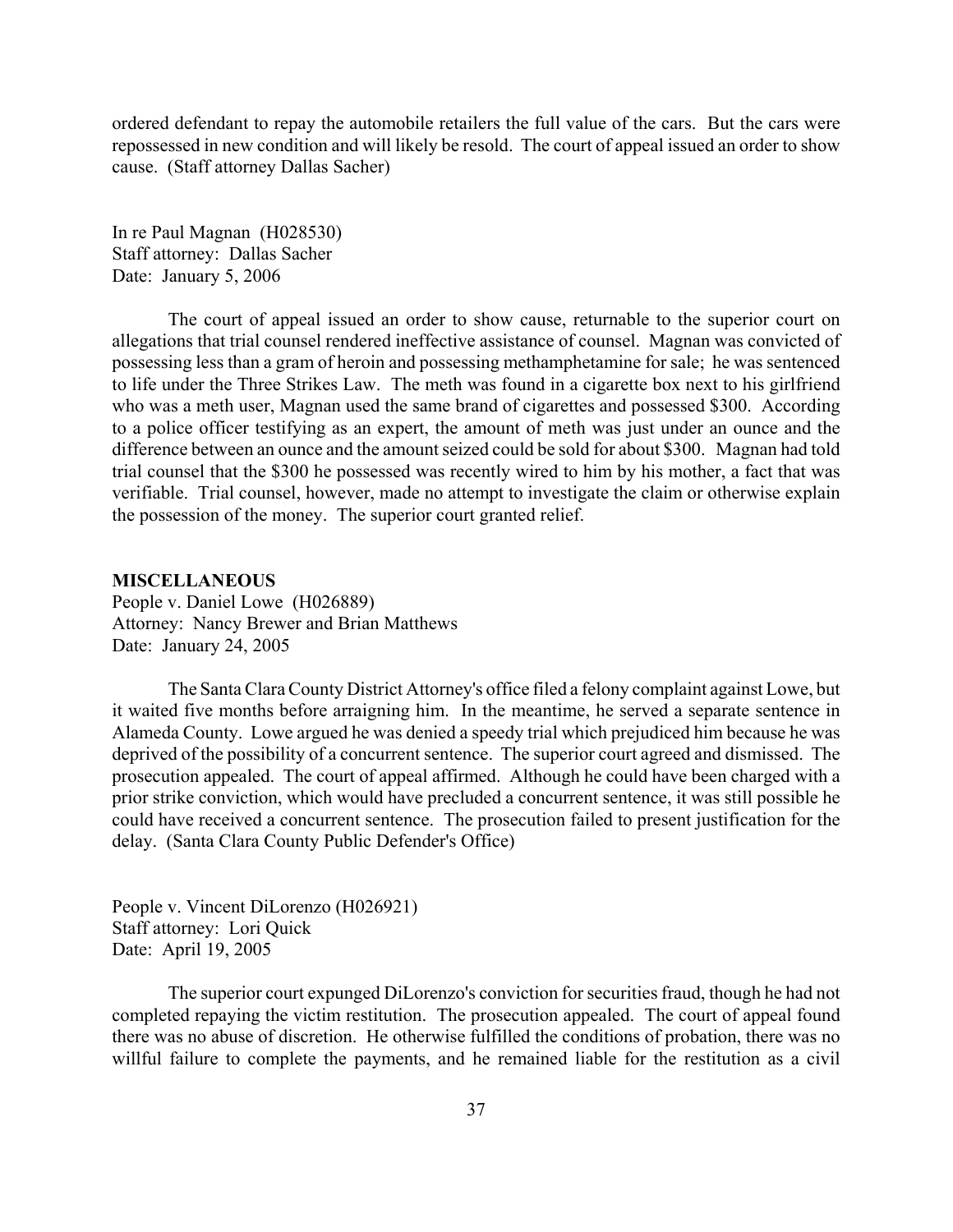ordered defendant to repay the automobile retailers the full value of the cars. But the cars were repossessed in new condition and will likely be resold. The court of appeal issued an order to show cause. (Staff attorney Dallas Sacher)

In re Paul Magnan (H028530)
Staff attorney: Dallas Sacher
Date: January 5, 2006

The court of appeal issued an order to show cause, returnable to the superior court on allegations that trial counsel rendered ineffective assistance of counsel. Magnan was convicted of possessing less than a gram of heroin and possessing methamphetamine for sale; he was sentenced to life under the Three Strikes Law. The meth was found in a cigarette box next to his girlfriend who was a meth user, Magnan used the same brand of cigarettes and possessed \$300. According to a police officer testifying as an expert, the amount of meth was just under an ounce and the difference between an ounce and the amount seized could be sold for about \$300. Magnan had told trial counsel that the \$300 he possessed was recently wired to him by his mother, a fact that was verifiable. Trial counsel, however, made no attempt to investigate the claim or otherwise explain the possession of the money. The superior court granted relief.

**MISCELLANEOUS**

People v. Daniel Lowe (H026889)
Attorney: Nancy Brewer and Brian Matthews
Date: January 24, 2005

The Santa Clara County District Attorney's office filed a felony complaint against Lowe, but it waited five months before arraigning him. In the meantime, he served a separate sentence in Alameda County. Lowe argued he was denied a speedy trial which prejudiced him because he was deprived of the possibility of a concurrent sentence. The superior court agreed and dismissed. The prosecution appealed. The court of appeal affirmed. Although he could have been charged with a prior strike conviction, which would have precluded a concurrent sentence, it was still possible he could have received a concurrent sentence. The prosecution failed to present justification for the delay. (Santa Clara County Public Defender's Office)

People v. Vincent DiLorenzo (H026921)
Staff attorney: Lori Quick
Date: April 19, 2005

The superior court expunged DiLorenzo's conviction for securities fraud, though he had not completed repaying the victim restitution. The prosecution appealed. The court of appeal found there was no abuse of discretion. He otherwise fulfilled the conditions of probation, there was no willful failure to complete the payments, and he remained liable for the restitution as a civil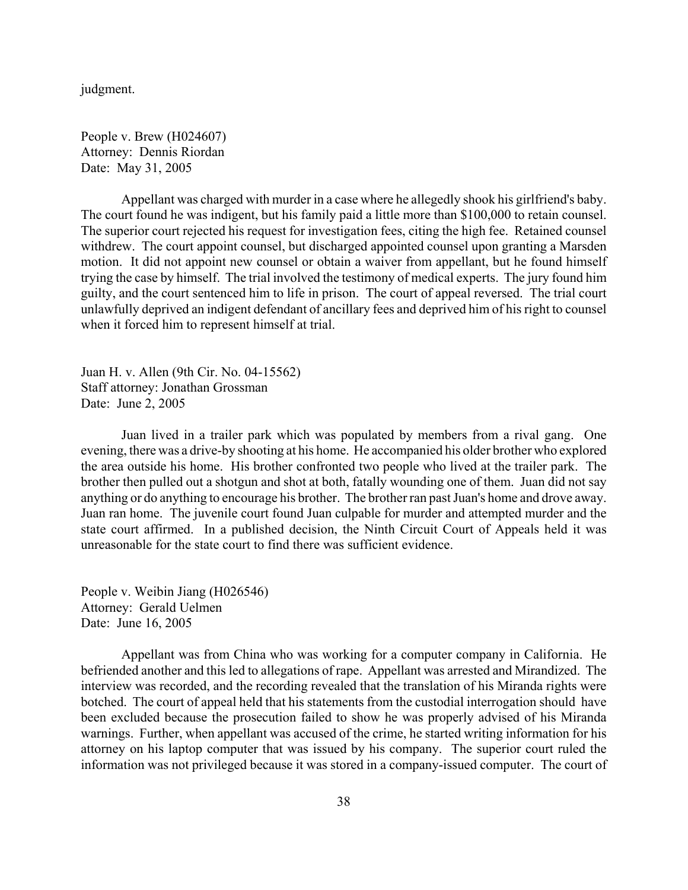judgment.

People v. Brew (H024607)
Attorney: Dennis Riordan
Date: May 31, 2005

Appellant was charged with murder in a case where he allegedly shook his girlfriend's baby. The court found he was indigent, but his family paid a little more than $100,000 to retain counsel. The superior court rejected his request for investigation fees, citing the high fee. Retained counsel withdrew. The court appoint counsel, but discharged appointed counsel upon granting a Marsden motion. It did not appoint new counsel or obtain a waiver from appellant, but he found himself trying the case by himself. The trial involved the testimony of medical experts. The jury found him guilty, and the court sentenced him to life in prison. The court of appeal reversed. The trial court unlawfully deprived an indigent defendant of ancillary fees and deprived him of his right to counsel when it forced him to represent himself at trial.

Juan H. v. Allen (9th Cir. No. 04-15562)
Staff attorney: Jonathan Grossman
Date: June 2, 2005

Juan lived in a trailer park which was populated by members from a rival gang. One evening, there was a drive-by shooting at his home. He accompanied his older brother who explored the area outside his home. His brother confronted two people who lived at the trailer park. The brother then pulled out a shotgun and shot at both, fatally wounding one of them. Juan did not say anything or do anything to encourage his brother. The brother ran past Juan's home and drove away. Juan ran home. The juvenile court found Juan culpable for murder and attempted murder and the state court affirmed. In a published decision, the Ninth Circuit Court of Appeals held it was unreasonable for the state court to find there was sufficient evidence.

People v. Weibin Jiang (H026546)
Attorney: Gerald Uelmen
Date: June 16, 2005

Appellant was from China who was working for a computer company in California. He befriended another and this led to allegations of rape. Appellant was arrested and Mirandized. The interview was recorded, and the recording revealed that the translation of his Miranda rights were botched. The court of appeal held that his statements from the custodial interrogation should have been excluded because the prosecution failed to show he was properly advised of his Miranda warnings. Further, when appellant was accused of the crime, he started writing information for his attorney on his laptop computer that was issued by his company. The superior court ruled the information was not privileged because it was stored in a company-issued computer. The court of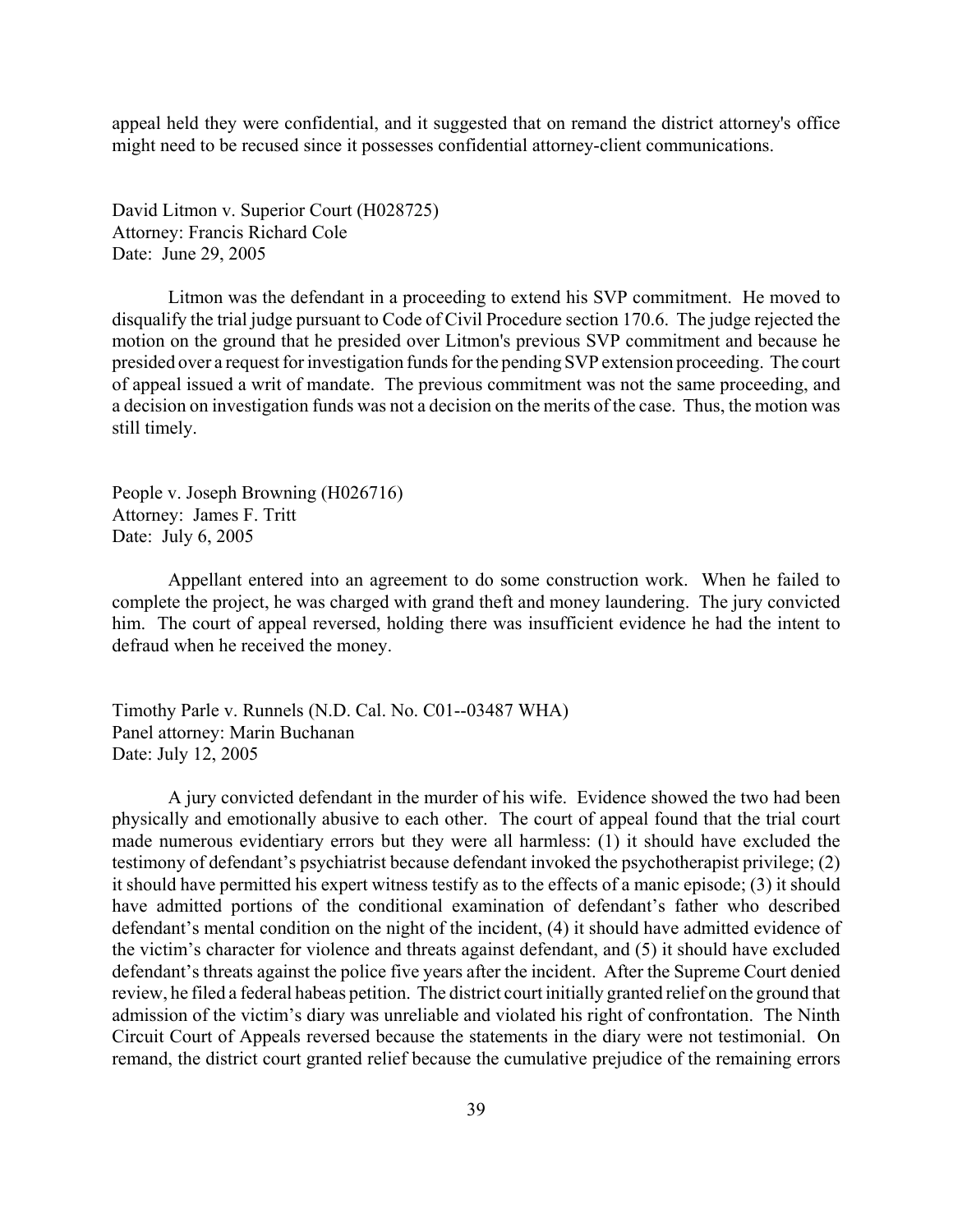appeal held they were confidential, and it suggested that on remand the district attorney's office might need to be recused since it possesses confidential attorney-client communications.

David Litmon v. Superior Court (H028725)
Attorney: Francis Richard Cole
Date: June 29, 2005

Litmon was the defendant in a proceeding to extend his SVP commitment. He moved to disqualify the trial judge pursuant to Code of Civil Procedure section 170.6. The judge rejected the motion on the ground that he presided over Litmon's previous SVP commitment and because he presided over a request for investigation funds for the pending SVP extension proceeding. The court of appeal issued a writ of mandate. The previous commitment was not the same proceeding, and a decision on investigation funds was not a decision on the merits of the case. Thus, the motion was still timely.

People v. Joseph Browning (H026716)
Attorney: James F. Tritt
Date: July 6, 2005

Appellant entered into an agreement to do some construction work. When he failed to complete the project, he was charged with grand theft and money laundering. The jury convicted him. The court of appeal reversed, holding there was insufficient evidence he had the intent to defraud when he received the money.

Timothy Parle v. Runnels (N.D. Cal. No. C01--03487 WHA)
Panel attorney: Marin Buchanan
Date: July 12, 2005

A jury convicted defendant in the murder of his wife. Evidence showed the two had been physically and emotionally abusive to each other. The court of appeal found that the trial court made numerous evidentiary errors but they were all harmless: (1) it should have excluded the testimony of defendant's psychiatrist because defendant invoked the psychotherapist privilege; (2) it should have permitted his expert witness testify as to the effects of a manic episode; (3) it should have admitted portions of the conditional examination of defendant's father who described defendant's mental condition on the night of the incident, (4) it should have admitted evidence of the victim's character for violence and threats against defendant, and (5) it should have excluded defendant's threats against the police five years after the incident. After the Supreme Court denied review, he filed a federal habeas petition. The district court initially granted relief on the ground that admission of the victim's diary was unreliable and violated his right of confrontation. The Ninth Circuit Court of Appeals reversed because the statements in the diary were not testimonial. On remand, the district court granted relief because the cumulative prejudice of the remaining errors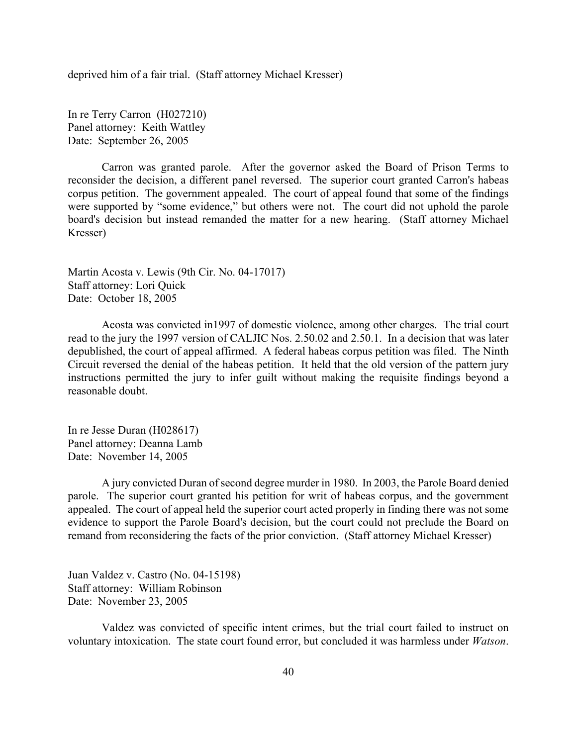deprived him of a fair trial. (Staff attorney Michael Kresser)

In re Terry Carron (H027210)
Panel attorney: Keith Wattley
Date: September 26, 2005

Carron was granted parole. After the governor asked the Board of Prison Terms to reconsider the decision, a different panel reversed. The superior court granted Carron's habeas corpus petition. The government appealed. The court of appeal found that some of the findings were supported by "some evidence," but others were not. The court did not uphold the parole board's decision but instead remanded the matter for a new hearing. (Staff attorney Michael Kresser)

Martin Acosta v. Lewis (9th Cir. No. 04-17017)
Staff attorney: Lori Quick
Date: October 18, 2005

Acosta was convicted in1997 of domestic violence, among other charges. The trial court read to the jury the 1997 version of CALJIC Nos. 2.50.02 and 2.50.1. In a decision that was later depublished, the court of appeal affirmed. A federal habeas corpus petition was filed. The Ninth Circuit reversed the denial of the habeas petition. It held that the old version of the pattern jury instructions permitted the jury to infer guilt without making the requisite findings beyond a reasonable doubt.

In re Jesse Duran (H028617)
Panel attorney: Deanna Lamb
Date: November 14, 2005

A jury convicted Duran of second degree murder in 1980. In 2003, the Parole Board denied parole. The superior court granted his petition for writ of habeas corpus, and the government appealed. The court of appeal held the superior court acted properly in finding there was not some evidence to support the Parole Board's decision, but the court could not preclude the Board on remand from reconsidering the facts of the prior conviction. (Staff attorney Michael Kresser)

Juan Valdez v. Castro (No. 04-15198)
Staff attorney: William Robinson
Date: November 23, 2005

Valdez was convicted of specific intent crimes, but the trial court failed to instruct on voluntary intoxication. The state court found error, but concluded it was harmless under *Watson*.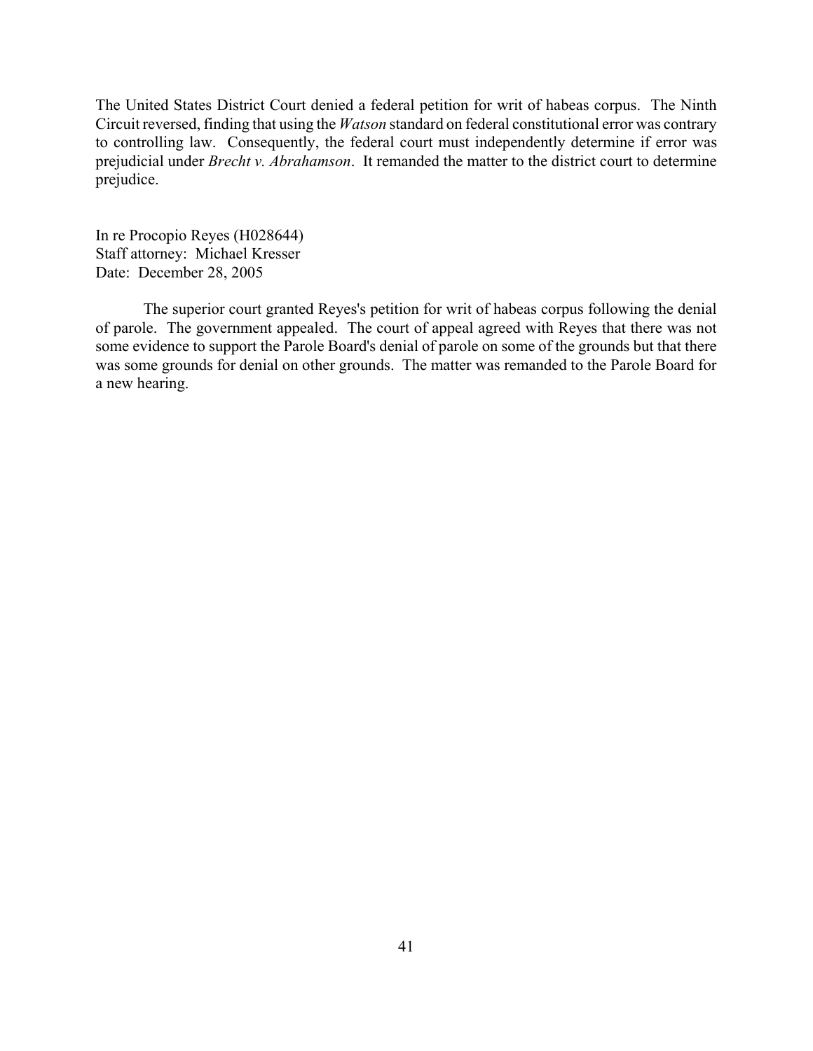The United States District Court denied a federal petition for writ of habeas corpus. The Ninth Circuit reversed, finding that using the *Watson* standard on federal constitutional error was contrary to controlling law. Consequently, the federal court must independently determine if error was prejudicial under *Brecht v. Abrahamson*. It remanded the matter to the district court to determine prejudice.

In re Procopio Reyes (H028644)
Staff attorney: Michael Kresser
Date: December 28, 2005

The superior court granted Reyes's petition for writ of habeas corpus following the denial of parole. The government appealed. The court of appeal agreed with Reyes that there was not some evidence to support the Parole Board's denial of parole on some of the grounds but that there was some grounds for denial on other grounds. The matter was remanded to the Parole Board for a new hearing.